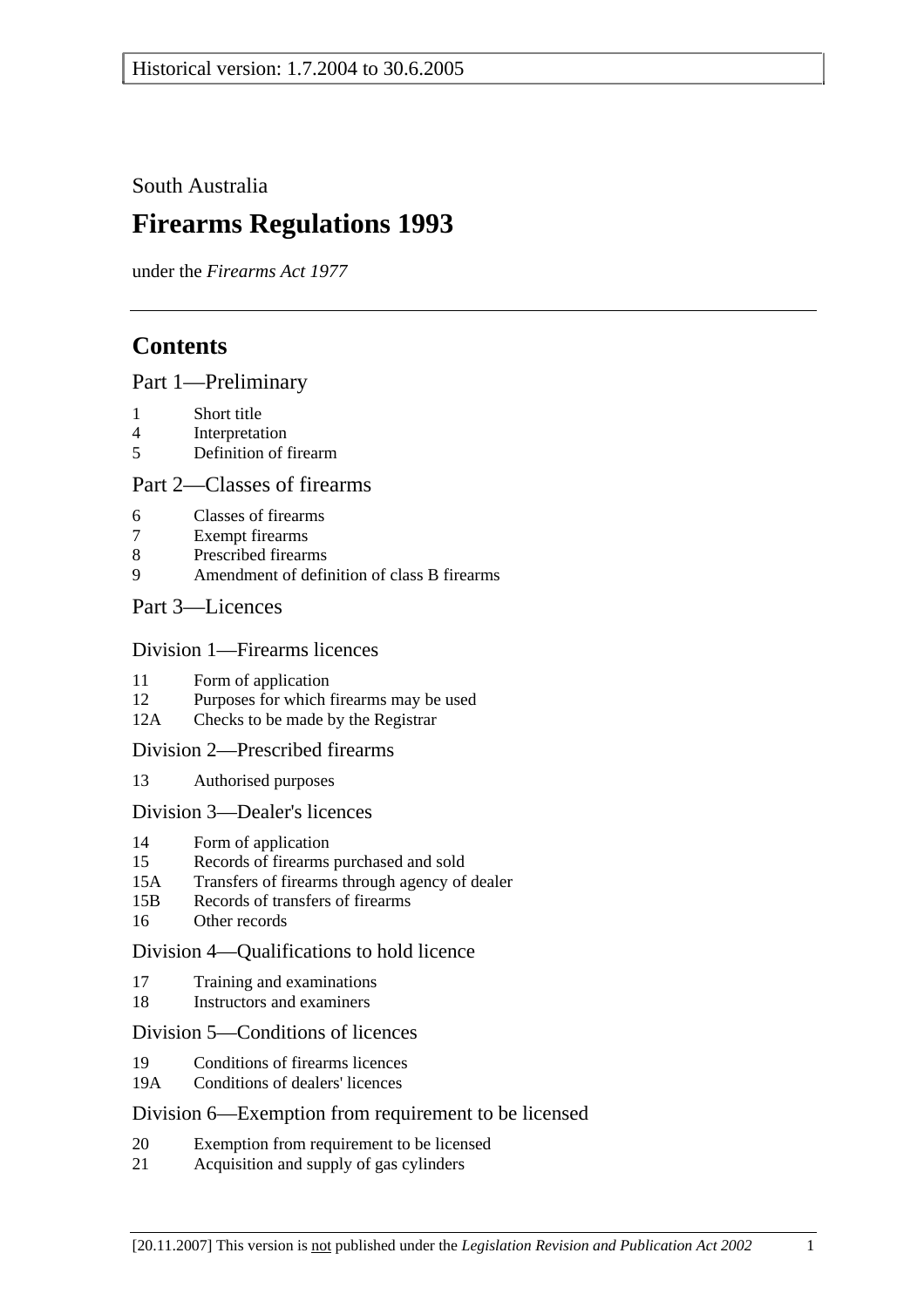Historical version: 1.7.2004 to 30.6.2005

South Australia

# Firearms Regulations 1993

under the *Firearms Act 1977*

## Contents

### Part 1—Preliminary

1 Short title
4 Interpretation
5 Definition of firearm

### Part 2—Classes of firearms

6 Classes of firearms
7 Exempt firearms
8 Prescribed firearms
9 Amendment of definition of class B firearms

### Part 3—Licences

#### Division 1—Firearms licences

11 Form of application
12 Purposes for which firearms may be used
12A Checks to be made by the Registrar

#### Division 2—Prescribed firearms

13 Authorised purposes

#### Division 3—Dealer's licences

14 Form of application
15 Records of firearms purchased and sold
15A Transfers of firearms through agency of dealer
15B Records of transfers of firearms
16 Other records

#### Division 4—Qualifications to hold licence

17 Training and examinations
18 Instructors and examiners

#### Division 5—Conditions of licences

19 Conditions of firearms licences
19A Conditions of dealers' licences

#### Division 6—Exemption from requirement to be licensed

20 Exemption from requirement to be licensed
21 Acquisition and supply of gas cylinders

[20.11.2007] This version is not published under the *Legislation Revision and Publication Act 2002*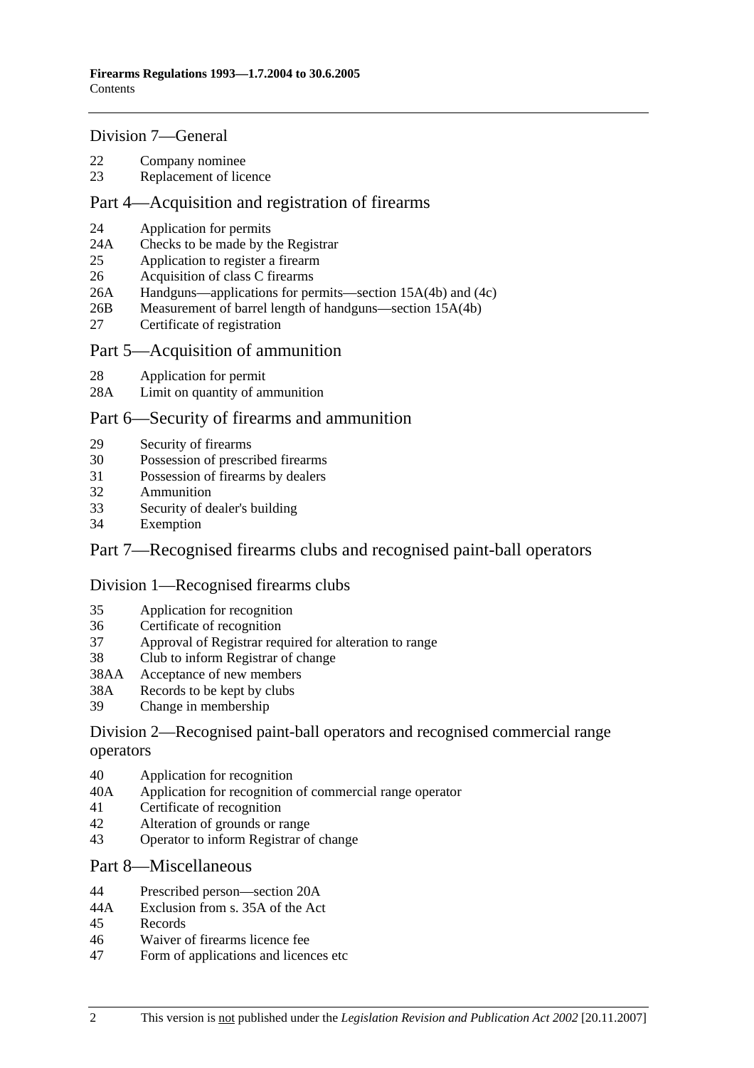## Division 7—General

22 Company nominee
23 Replacement of licence

## Part 4—Acquisition and registration of firearms

24 Application for permits
24A Checks to be made by the Registrar
25 Application to register a firearm
26 Acquisition of class C firearms
26A Handguns—applications for permits—section 15A(4b) and (4c)
26B Measurement of barrel length of handguns—section 15A(4b)
27 Certificate of registration

## Part 5—Acquisition of ammunition

28 Application for permit
28A Limit on quantity of ammunition

## Part 6—Security of firearms and ammunition

29 Security of firearms
30 Possession of prescribed firearms
31 Possession of firearms by dealers
32 Ammunition
33 Security of dealer's building
34 Exemption

## Part 7—Recognised firearms clubs and recognised paint-ball operators

### Division 1—Recognised firearms clubs

35 Application for recognition
36 Certificate of recognition
37 Approval of Registrar required for alteration to range
38 Club to inform Registrar of change
38AA Acceptance of new members
38A Records to be kept by clubs
39 Change in membership

### Division 2—Recognised paint-ball operators and recognised commercial range operators

40 Application for recognition
40A Application for recognition of commercial range operator
41 Certificate of recognition
42 Alteration of grounds or range
43 Operator to inform Registrar of change

## Part 8—Miscellaneous

44 Prescribed person—section 20A
44A Exclusion from s. 35A of the Act
45 Records
46 Waiver of firearms licence fee
47 Form of applications and licences etc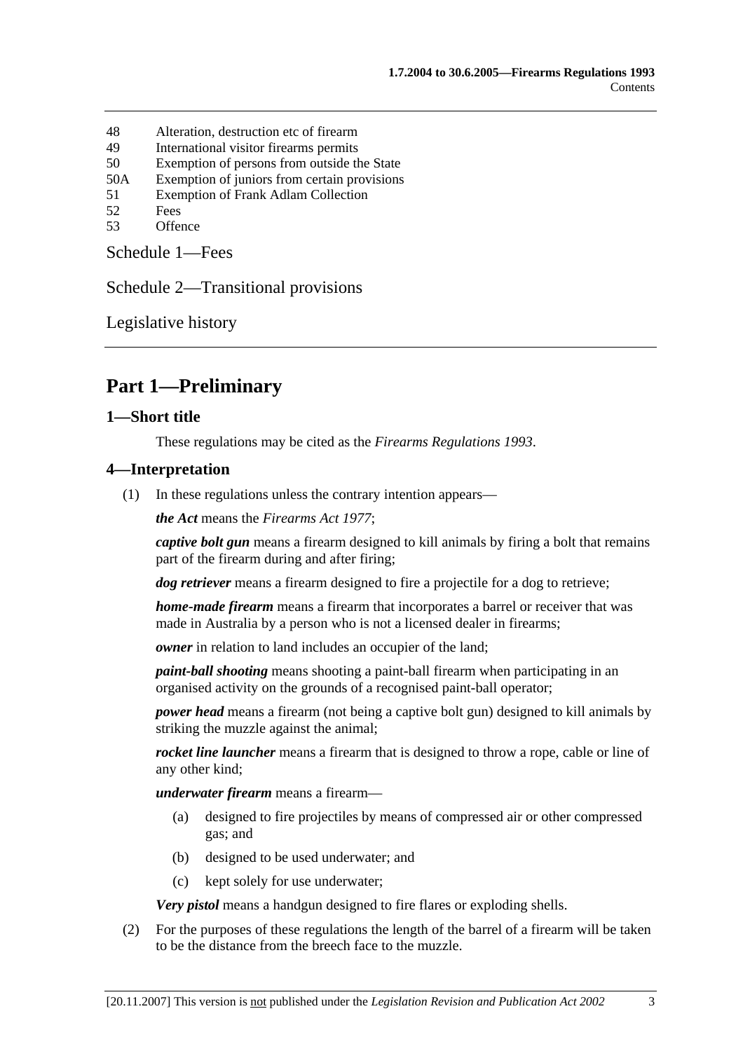48 Alteration, destruction etc of firearm
49 International visitor firearms permits
50 Exemption of persons from outside the State
50A Exemption of juniors from certain provisions
51 Exemption of Frank Adlam Collection
52 Fees
53 Offence

Schedule 1—Fees

Schedule 2—Transitional provisions

Legislative history

# Part 1—Preliminary

## 1—Short title

These regulations may be cited as the *Firearms Regulations 1993*.

## 4—Interpretation

(1) In these regulations unless the contrary intention appears—

***the Act*** means the *Firearms Act 1977*;

***captive bolt gun*** means a firearm designed to kill animals by firing a bolt that remains part of the firearm during and after firing;

***dog retriever*** means a firearm designed to fire a projectile for a dog to retrieve;

***home-made firearm*** means a firearm that incorporates a barrel or receiver that was made in Australia by a person who is not a licensed dealer in firearms;

***owner*** in relation to land includes an occupier of the land;

***paint-ball shooting*** means shooting a paint-ball firearm when participating in an organised activity on the grounds of a recognised paint-ball operator;

***power head*** means a firearm (not being a captive bolt gun) designed to kill animals by striking the muzzle against the animal;

***rocket line launcher*** means a firearm that is designed to throw a rope, cable or line of any other kind;

***underwater firearm*** means a firearm—

(a) designed to fire projectiles by means of compressed air or other compressed gas; and

(b) designed to be used underwater; and

(c) kept solely for use underwater;

***Very pistol*** means a handgun designed to fire flares or exploding shells.

(2) For the purposes of these regulations the length of the barrel of a firearm will be taken to be the distance from the breech face to the muzzle.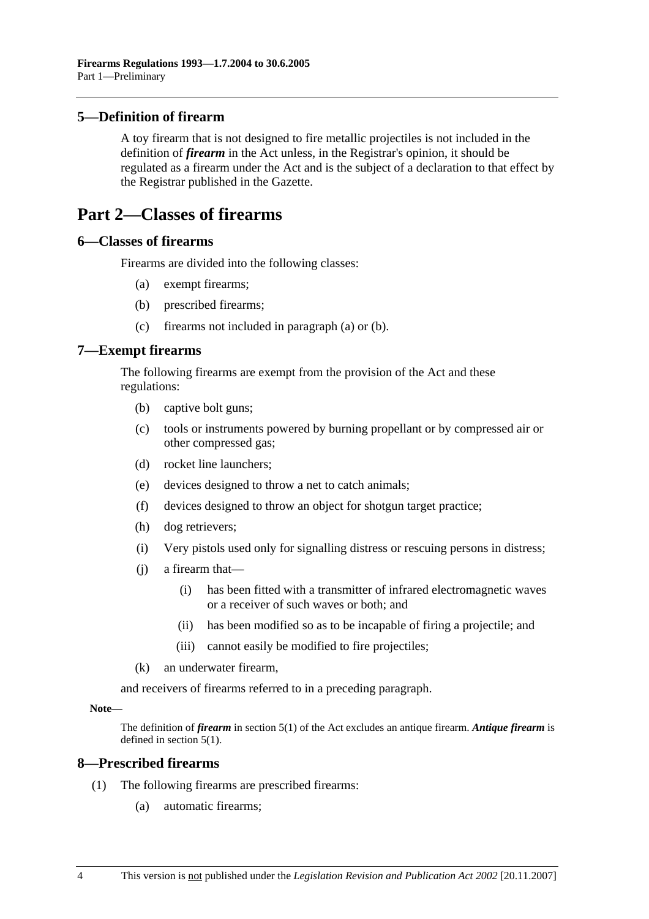## 5—Definition of firearm

A toy firearm that is not designed to fire metallic projectiles is not included in the definition of ***firearm*** in the Act unless, in the Registrar's opinion, it should be regulated as a firearm under the Act and is the subject of a declaration to that effect by the Registrar published in the Gazette.

# Part 2—Classes of firearms

## 6—Classes of firearms

Firearms are divided into the following classes:

- (a) exempt firearms;
- (b) prescribed firearms;
- (c) firearms not included in paragraph (a) or (b).

## 7—Exempt firearms

The following firearms are exempt from the provision of the Act and these regulations:

- (b) captive bolt guns;
- (c) tools or instruments powered by burning propellant or by compressed air or other compressed gas;
- (d) rocket line launchers;
- (e) devices designed to throw a net to catch animals;
- (f) devices designed to throw an object for shotgun target practice;
- (h) dog retrievers;
- (i) Very pistols used only for signalling distress or rescuing persons in distress;
- (j) a firearm that—
  - (i) has been fitted with a transmitter of infrared electromagnetic waves or a receiver of such waves or both; and
  - (ii) has been modified so as to be incapable of firing a projectile; and
  - (iii) cannot easily be modified to fire projectiles;
- (k) an underwater firearm,

and receivers of firearms referred to in a preceding paragraph.

**Note—**

The definition of ***firearm*** in section 5(1) of the Act excludes an antique firearm. ***Antique firearm*** is defined in section 5(1).

## 8—Prescribed firearms

(1) The following firearms are prescribed firearms:

- (a) automatic firearms;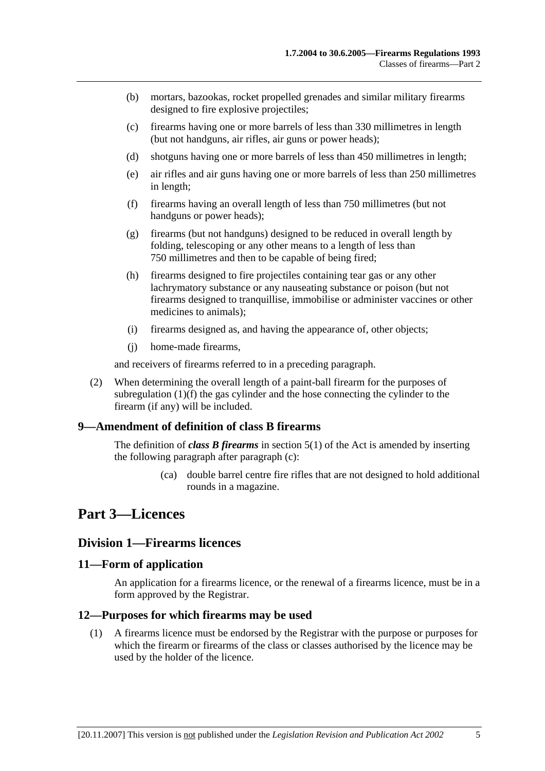(b) mortars, bazookas, rocket propelled grenades and similar military firearms designed to fire explosive projectiles;

(c) firearms having one or more barrels of less than 330 millimetres in length (but not handguns, air rifles, air guns or power heads);

(d) shotguns having one or more barrels of less than 450 millimetres in length;

(e) air rifles and air guns having one or more barrels of less than 250 millimetres in length;

(f) firearms having an overall length of less than 750 millimetres (but not handguns or power heads);

(g) firearms (but not handguns) designed to be reduced in overall length by folding, telescoping or any other means to a length of less than 750 millimetres and then to be capable of being fired;

(h) firearms designed to fire projectiles containing tear gas or any other lachrymatory substance or any nauseating substance or poison (but not firearms designed to tranquillise, immobilise or administer vaccines or other medicines to animals);

(i) firearms designed as, and having the appearance of, other objects;

(j) home-made firearms,

and receivers of firearms referred to in a preceding paragraph.

(2) When determining the overall length of a paint-ball firearm for the purposes of subregulation (1)(f) the gas cylinder and the hose connecting the cylinder to the firearm (if any) will be included.

### 9—Amendment of definition of class B firearms

The definition of ***class B firearms*** in section 5(1) of the Act is amended by inserting the following paragraph after paragraph (c):

(ca) double barrel centre fire rifles that are not designed to hold additional rounds in a magazine.

# Part 3—Licences

## Division 1—Firearms licences

### 11—Form of application

An application for a firearms licence, or the renewal of a firearms licence, must be in a form approved by the Registrar.

### 12—Purposes for which firearms may be used

(1) A firearms licence must be endorsed by the Registrar with the purpose or purposes for which the firearm or firearms of the class or classes authorised by the licence may be used by the holder of the licence.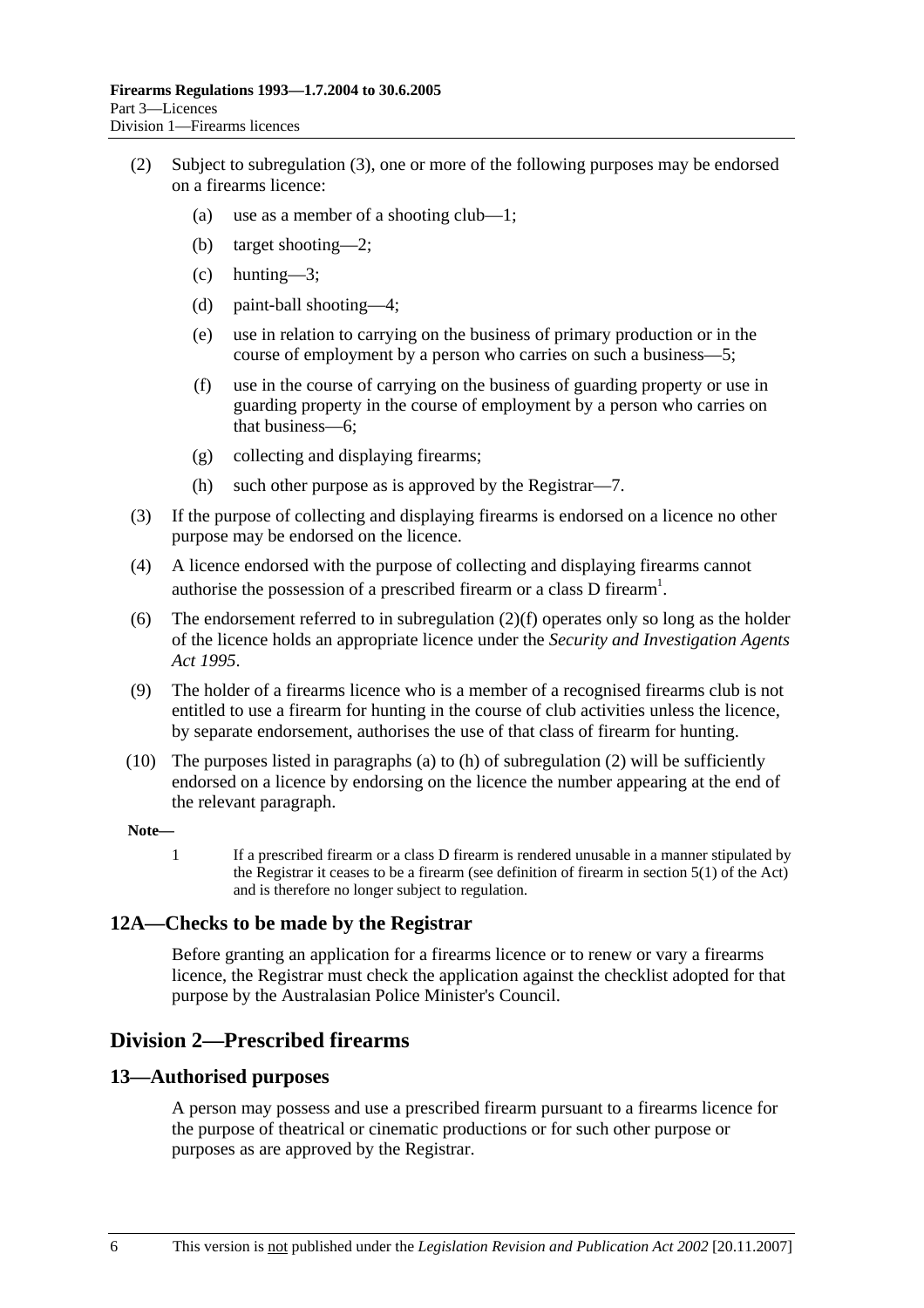(2) Subject to subregulation (3), one or more of the following purposes may be endorsed on a firearms licence:

(a) use as a member of a shooting club—1;

(b) target shooting—2;

(c) hunting—3;

(d) paint-ball shooting—4;

(e) use in relation to carrying on the business of primary production or in the course of employment by a person who carries on such a business—5;

(f) use in the course of carrying on the business of guarding property or use in guarding property in the course of employment by a person who carries on that business—6;

(g) collecting and displaying firearms;

(h) such other purpose as is approved by the Registrar—7.

(3) If the purpose of collecting and displaying firearms is endorsed on a licence no other purpose may be endorsed on the licence.

(4) A licence endorsed with the purpose of collecting and displaying firearms cannot authorise the possession of a prescribed firearm or a class D firearm[1].

(6) The endorsement referred to in subregulation (2)(f) operates only so long as the holder of the licence holds an appropriate licence under the *Security and Investigation Agents Act 1995*.

(9) The holder of a firearms licence who is a member of a recognised firearms club is not entitled to use a firearm for hunting in the course of club activities unless the licence, by separate endorsement, authorises the use of that class of firearm for hunting.

(10) The purposes listed in paragraphs (a) to (h) of subregulation (2) will be sufficiently endorsed on a licence by endorsing on the licence the number appearing at the end of the relevant paragraph.

**Note—**

1 If a prescribed firearm or a class D firearm is rendered unusable in a manner stipulated by the Registrar it ceases to be a firearm (see definition of firearm in section 5(1) of the Act) and is therefore no longer subject to regulation.

### 12A—Checks to be made by the Registrar

Before granting an application for a firearms licence or to renew or vary a firearms licence, the Registrar must check the application against the checklist adopted for that purpose by the Australasian Police Minister's Council.

## Division 2—Prescribed firearms

### 13—Authorised purposes

A person may possess and use a prescribed firearm pursuant to a firearms licence for the purpose of theatrical or cinematic productions or for such other purpose or purposes as are approved by the Registrar.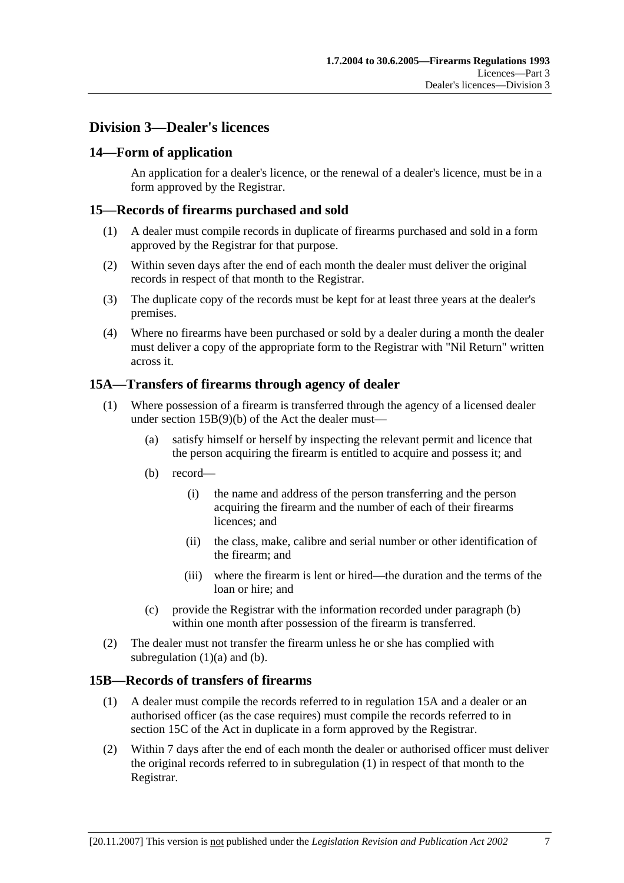## Division 3—Dealer's licences

### 14—Form of application

An application for a dealer's licence, or the renewal of a dealer's licence, must be in a form approved by the Registrar.

### 15—Records of firearms purchased and sold

(1) A dealer must compile records in duplicate of firearms purchased and sold in a form approved by the Registrar for that purpose.

(2) Within seven days after the end of each month the dealer must deliver the original records in respect of that month to the Registrar.

(3) The duplicate copy of the records must be kept for at least three years at the dealer's premises.

(4) Where no firearms have been purchased or sold by a dealer during a month the dealer must deliver a copy of the appropriate form to the Registrar with "Nil Return" written across it.

### 15A—Transfers of firearms through agency of dealer

(1) Where possession of a firearm is transferred through the agency of a licensed dealer under section 15B(9)(b) of the Act the dealer must—

- (a) satisfy himself or herself by inspecting the relevant permit and licence that the person acquiring the firearm is entitled to acquire and possess it; and
- (b) record—
  - (i) the name and address of the person transferring and the person acquiring the firearm and the number of each of their firearms licences; and
  - (ii) the class, make, calibre and serial number or other identification of the firearm; and
  - (iii) where the firearm is lent or hired—the duration and the terms of the loan or hire; and
- (c) provide the Registrar with the information recorded under paragraph (b) within one month after possession of the firearm is transferred.

(2) The dealer must not transfer the firearm unless he or she has complied with subregulation (1)(a) and (b).

### 15B—Records of transfers of firearms

(1) A dealer must compile the records referred to in regulation 15A and a dealer or an authorised officer (as the case requires) must compile the records referred to in section 15C of the Act in duplicate in a form approved by the Registrar.

(2) Within 7 days after the end of each month the dealer or authorised officer must deliver the original records referred to in subregulation (1) in respect of that month to the Registrar.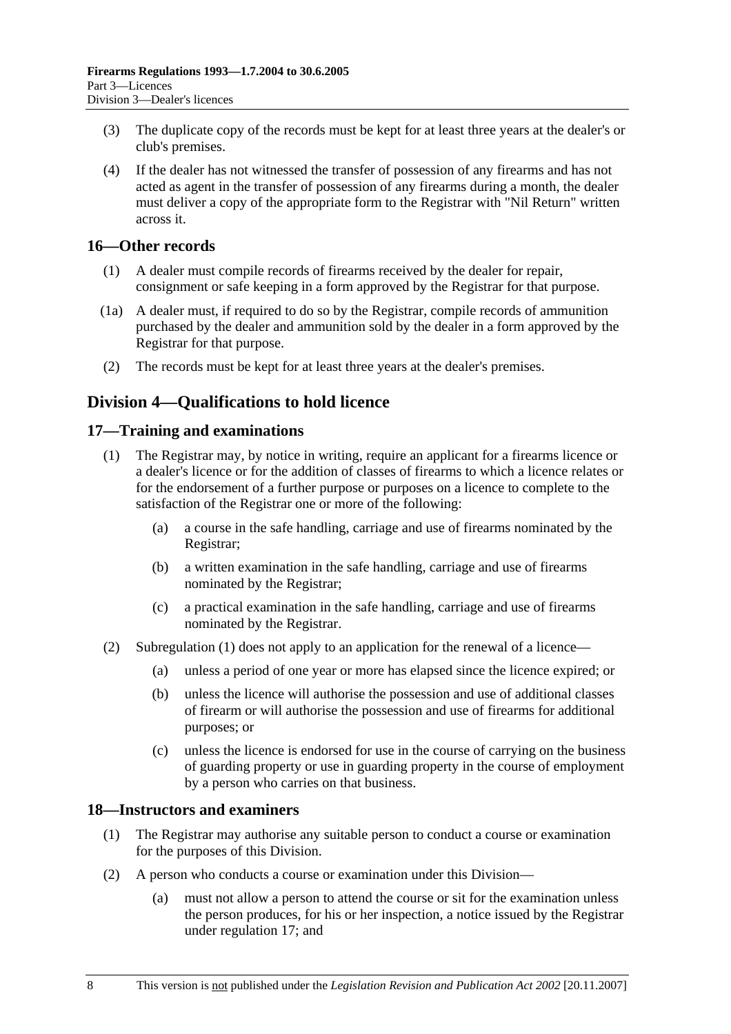(3) The duplicate copy of the records must be kept for at least three years at the dealer's or club's premises.

(4) If the dealer has not witnessed the transfer of possession of any firearms and has not acted as agent in the transfer of possession of any firearms during a month, the dealer must deliver a copy of the appropriate form to the Registrar with "Nil Return" written across it.

### 16—Other records

(1) A dealer must compile records of firearms received by the dealer for repair, consignment or safe keeping in a form approved by the Registrar for that purpose.

(1a) A dealer must, if required to do so by the Registrar, compile records of ammunition purchased by the dealer and ammunition sold by the dealer in a form approved by the Registrar for that purpose.

(2) The records must be kept for at least three years at the dealer's premises.

## Division 4—Qualifications to hold licence

### 17—Training and examinations

(1) The Registrar may, by notice in writing, require an applicant for a firearms licence or a dealer's licence or for the addition of classes of firearms to which a licence relates or for the endorsement of a further purpose or purposes on a licence to complete to the satisfaction of the Registrar one or more of the following:

- (a) a course in the safe handling, carriage and use of firearms nominated by the Registrar;
- (b) a written examination in the safe handling, carriage and use of firearms nominated by the Registrar;
- (c) a practical examination in the safe handling, carriage and use of firearms nominated by the Registrar.

(2) Subregulation (1) does not apply to an application for the renewal of a licence—

- (a) unless a period of one year or more has elapsed since the licence expired; or
- (b) unless the licence will authorise the possession and use of additional classes of firearm or will authorise the possession and use of firearms for additional purposes; or
- (c) unless the licence is endorsed for use in the course of carrying on the business of guarding property or use in guarding property in the course of employment by a person who carries on that business.

### 18—Instructors and examiners

(1) The Registrar may authorise any suitable person to conduct a course or examination for the purposes of this Division.

(2) A person who conducts a course or examination under this Division—

- (a) must not allow a person to attend the course or sit for the examination unless the person produces, for his or her inspection, a notice issued by the Registrar under regulation 17; and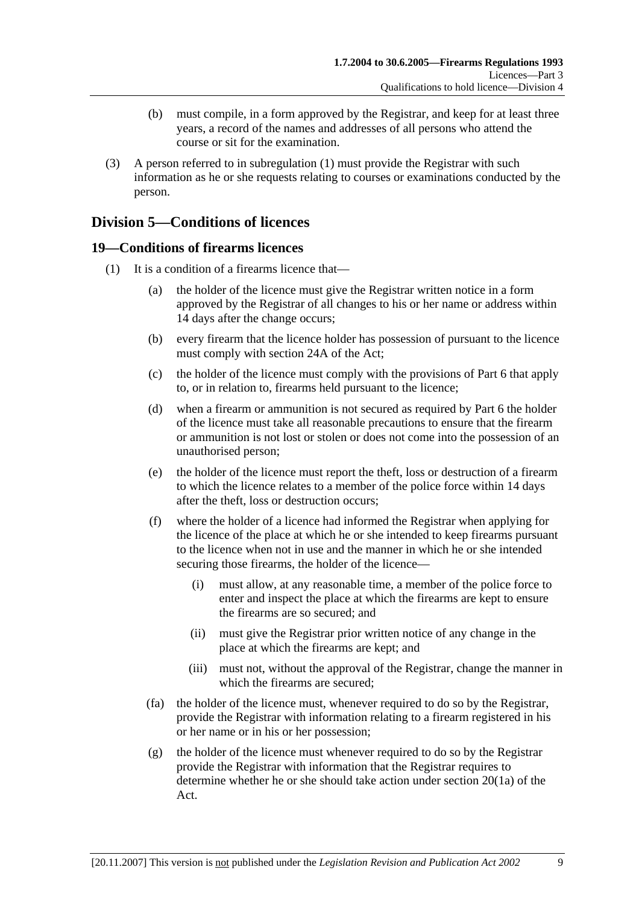(b) must compile, in a form approved by the Registrar, and keep for at least three years, a record of the names and addresses of all persons who attend the course or sit for the examination.

(3) A person referred to in subregulation (1) must provide the Registrar with such information as he or she requests relating to courses or examinations conducted by the person.

## Division 5—Conditions of licences

### 19—Conditions of firearms licences

(1) It is a condition of a firearms licence that—

(a) the holder of the licence must give the Registrar written notice in a form approved by the Registrar of all changes to his or her name or address within 14 days after the change occurs;

(b) every firearm that the licence holder has possession of pursuant to the licence must comply with section 24A of the Act;

(c) the holder of the licence must comply with the provisions of Part 6 that apply to, or in relation to, firearms held pursuant to the licence;

(d) when a firearm or ammunition is not secured as required by Part 6 the holder of the licence must take all reasonable precautions to ensure that the firearm or ammunition is not lost or stolen or does not come into the possession of an unauthorised person;

(e) the holder of the licence must report the theft, loss or destruction of a firearm to which the licence relates to a member of the police force within 14 days after the theft, loss or destruction occurs;

(f) where the holder of a licence had informed the Registrar when applying for the licence of the place at which he or she intended to keep firearms pursuant to the licence when not in use and the manner in which he or she intended securing those firearms, the holder of the licence—

(i) must allow, at any reasonable time, a member of the police force to enter and inspect the place at which the firearms are kept to ensure the firearms are so secured; and

(ii) must give the Registrar prior written notice of any change in the place at which the firearms are kept; and

(iii) must not, without the approval of the Registrar, change the manner in which the firearms are secured;

(fa) the holder of the licence must, whenever required to do so by the Registrar, provide the Registrar with information relating to a firearm registered in his or her name or in his or her possession;

(g) the holder of the licence must whenever required to do so by the Registrar provide the Registrar with information that the Registrar requires to determine whether he or she should take action under section 20(1a) of the Act.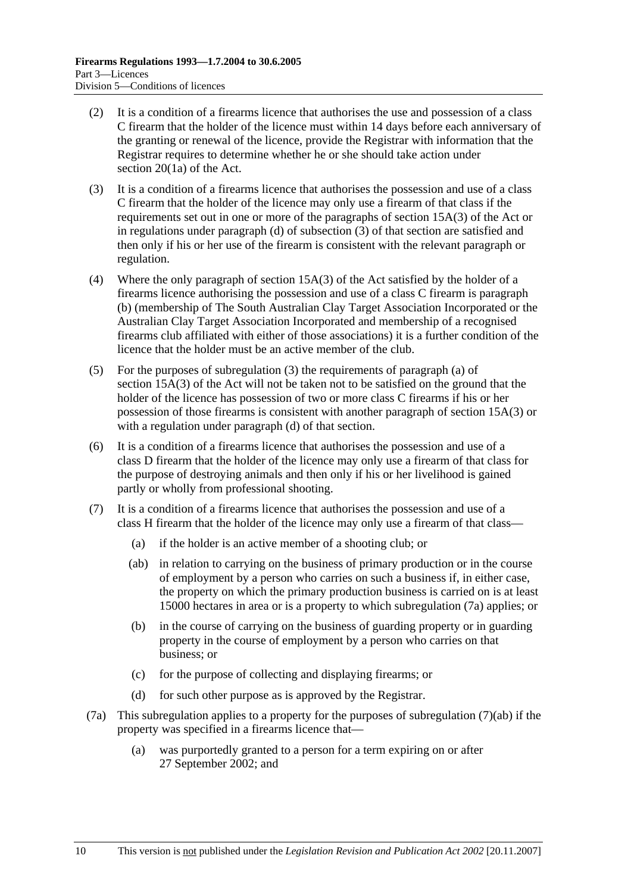(2) It is a condition of a firearms licence that authorises the use and possession of a class C firearm that the holder of the licence must within 14 days before each anniversary of the granting or renewal of the licence, provide the Registrar with information that the Registrar requires to determine whether he or she should take action under section 20(1a) of the Act.

(3) It is a condition of a firearms licence that authorises the possession and use of a class C firearm that the holder of the licence may only use a firearm of that class if the requirements set out in one or more of the paragraphs of section 15A(3) of the Act or in regulations under paragraph (d) of subsection (3) of that section are satisfied and then only if his or her use of the firearm is consistent with the relevant paragraph or regulation.

(4) Where the only paragraph of section 15A(3) of the Act satisfied by the holder of a firearms licence authorising the possession and use of a class C firearm is paragraph (b) (membership of The South Australian Clay Target Association Incorporated or the Australian Clay Target Association Incorporated and membership of a recognised firearms club affiliated with either of those associations) it is a further condition of the licence that the holder must be an active member of the club.

(5) For the purposes of subregulation (3) the requirements of paragraph (a) of section 15A(3) of the Act will not be taken not to be satisfied on the ground that the holder of the licence has possession of two or more class C firearms if his or her possession of those firearms is consistent with another paragraph of section 15A(3) or with a regulation under paragraph (d) of that section.

(6) It is a condition of a firearms licence that authorises the possession and use of a class D firearm that the holder of the licence may only use a firearm of that class for the purpose of destroying animals and then only if his or her livelihood is gained partly or wholly from professional shooting.

(7) It is a condition of a firearms licence that authorises the possession and use of a class H firearm that the holder of the licence may only use a firearm of that class—

  (a) if the holder is an active member of a shooting club; or

  (ab) in relation to carrying on the business of primary production or in the course of employment by a person who carries on such a business if, in either case, the property on which the primary production business is carried on is at least 15000 hectares in area or is a property to which subregulation (7a) applies; or

  (b) in the course of carrying on the business of guarding property or in guarding property in the course of employment by a person who carries on that business; or

  (c) for the purpose of collecting and displaying firearms; or

  (d) for such other purpose as is approved by the Registrar.

(7a) This subregulation applies to a property for the purposes of subregulation (7)(ab) if the property was specified in a firearms licence that—

  (a) was purportedly granted to a person for a term expiring on or after 27 September 2002; and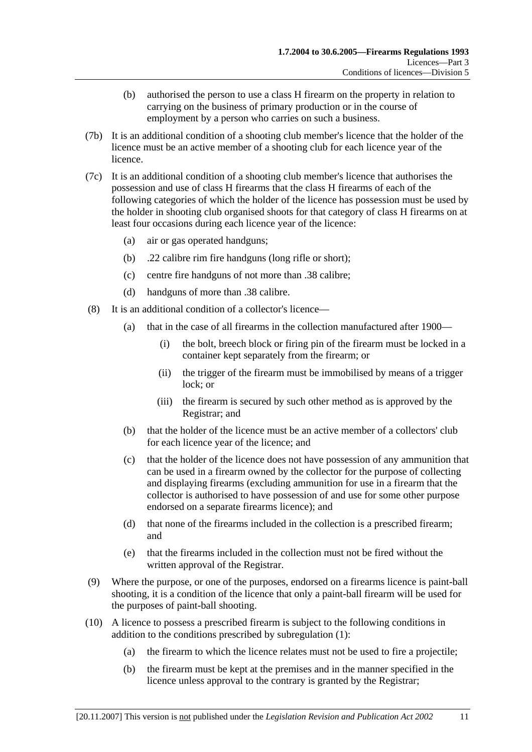(b) authorised the person to use a class H firearm on the property in relation to carrying on the business of primary production or in the course of employment by a person who carries on such a business.

(7b) It is an additional condition of a shooting club member's licence that the holder of the licence must be an active member of a shooting club for each licence year of the licence.

(7c) It is an additional condition of a shooting club member's licence that authorises the possession and use of class H firearms that the class H firearms of each of the following categories of which the holder of the licence has possession must be used by the holder in shooting club organised shoots for that category of class H firearms on at least four occasions during each licence year of the licence:

(a) air or gas operated handguns;

(b) .22 calibre rim fire handguns (long rifle or short);

(c) centre fire handguns of not more than .38 calibre;

(d) handguns of more than .38 calibre.

(8) It is an additional condition of a collector's licence—

(a) that in the case of all firearms in the collection manufactured after 1900—

(i) the bolt, breech block or firing pin of the firearm must be locked in a container kept separately from the firearm; or

(ii) the trigger of the firearm must be immobilised by means of a trigger lock; or

(iii) the firearm is secured by such other method as is approved by the Registrar; and

(b) that the holder of the licence must be an active member of a collectors' club for each licence year of the licence; and

(c) that the holder of the licence does not have possession of any ammunition that can be used in a firearm owned by the collector for the purpose of collecting and displaying firearms (excluding ammunition for use in a firearm that the collector is authorised to have possession of and use for some other purpose endorsed on a separate firearms licence); and

(d) that none of the firearms included in the collection is a prescribed firearm; and

(e) that the firearms included in the collection must not be fired without the written approval of the Registrar.

(9) Where the purpose, or one of the purposes, endorsed on a firearms licence is paint-ball shooting, it is a condition of the licence that only a paint-ball firearm will be used for the purposes of paint-ball shooting.

(10) A licence to possess a prescribed firearm is subject to the following conditions in addition to the conditions prescribed by subregulation (1):

(a) the firearm to which the licence relates must not be used to fire a projectile;

(b) the firearm must be kept at the premises and in the manner specified in the licence unless approval to the contrary is granted by the Registrar;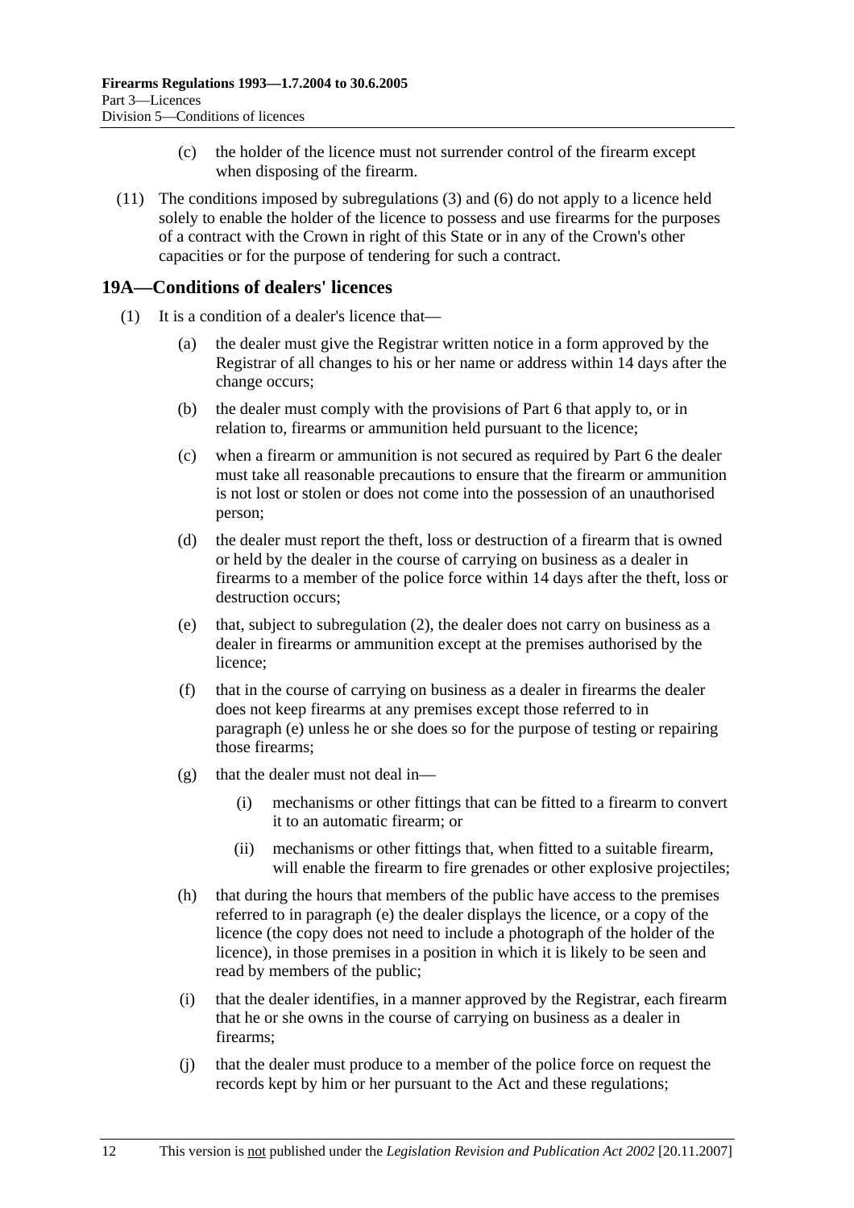(c) the holder of the licence must not surrender control of the firearm except when disposing of the firearm.

(11) The conditions imposed by subregulations (3) and (6) do not apply to a licence held solely to enable the holder of the licence to possess and use firearms for the purposes of a contract with the Crown in right of this State or in any of the Crown's other capacities or for the purpose of tendering for such a contract.

## 19A—Conditions of dealers' licences

(1) It is a condition of a dealer's licence that—

(a) the dealer must give the Registrar written notice in a form approved by the Registrar of all changes to his or her name or address within 14 days after the change occurs;

(b) the dealer must comply with the provisions of Part 6 that apply to, or in relation to, firearms or ammunition held pursuant to the licence;

(c) when a firearm or ammunition is not secured as required by Part 6 the dealer must take all reasonable precautions to ensure that the firearm or ammunition is not lost or stolen or does not come into the possession of an unauthorised person;

(d) the dealer must report the theft, loss or destruction of a firearm that is owned or held by the dealer in the course of carrying on business as a dealer in firearms to a member of the police force within 14 days after the theft, loss or destruction occurs;

(e) that, subject to subregulation (2), the dealer does not carry on business as a dealer in firearms or ammunition except at the premises authorised by the licence;

(f) that in the course of carrying on business as a dealer in firearms the dealer does not keep firearms at any premises except those referred to in paragraph (e) unless he or she does so for the purpose of testing or repairing those firearms;

(g) that the dealer must not deal in—

(i) mechanisms or other fittings that can be fitted to a firearm to convert it to an automatic firearm; or

(ii) mechanisms or other fittings that, when fitted to a suitable firearm, will enable the firearm to fire grenades or other explosive projectiles;

(h) that during the hours that members of the public have access to the premises referred to in paragraph (e) the dealer displays the licence, or a copy of the licence (the copy does not need to include a photograph of the holder of the licence), in those premises in a position in which it is likely to be seen and read by members of the public;

(i) that the dealer identifies, in a manner approved by the Registrar, each firearm that he or she owns in the course of carrying on business as a dealer in firearms;

(j) that the dealer must produce to a member of the police force on request the records kept by him or her pursuant to the Act and these regulations;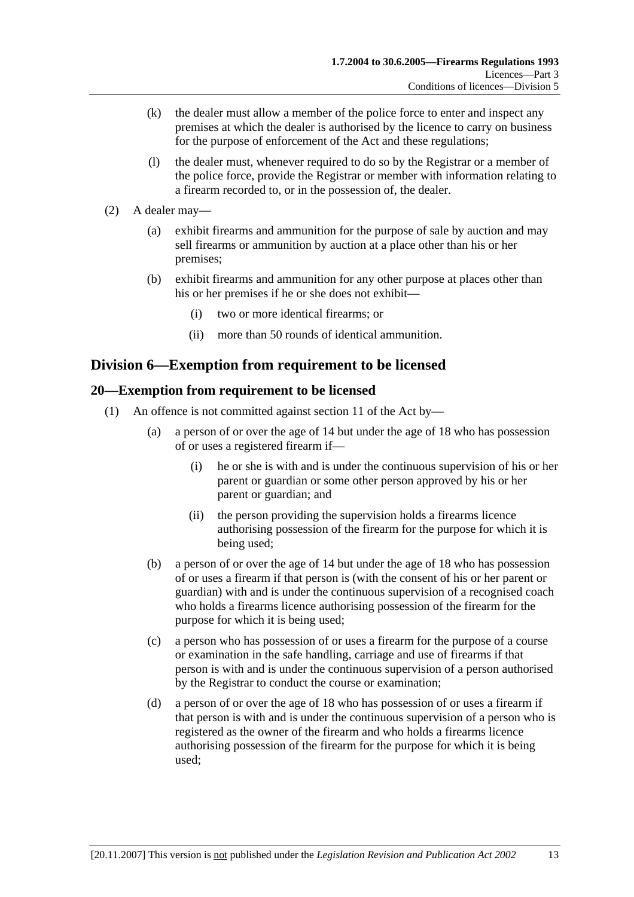(k) the dealer must allow a member of the police force to enter and inspect any premises at which the dealer is authorised by the licence to carry on business for the purpose of enforcement of the Act and these regulations;

(l) the dealer must, whenever required to do so by the Registrar or a member of the police force, provide the Registrar or member with information relating to a firearm recorded to, or in the possession of, the dealer.

(2) A dealer may—

(a) exhibit firearms and ammunition for the purpose of sale by auction and may sell firearms or ammunition by auction at a place other than his or her premises;

(b) exhibit firearms and ammunition for any other purpose at places other than his or her premises if he or she does not exhibit—

(i) two or more identical firearms; or

(ii) more than 50 rounds of identical ammunition.

## Division 6—Exemption from requirement to be licensed

### 20—Exemption from requirement to be licensed

(1) An offence is not committed against section 11 of the Act by—

(a) a person of or over the age of 14 but under the age of 18 who has possession of or uses a registered firearm if—

(i) he or she is with and is under the continuous supervision of his or her parent or guardian or some other person approved by his or her parent or guardian; and

(ii) the person providing the supervision holds a firearms licence authorising possession of the firearm for the purpose for which it is being used;

(b) a person of or over the age of 14 but under the age of 18 who has possession of or uses a firearm if that person is (with the consent of his or her parent or guardian) with and is under the continuous supervision of a recognised coach who holds a firearms licence authorising possession of the firearm for the purpose for which it is being used;

(c) a person who has possession of or uses a firearm for the purpose of a course or examination in the safe handling, carriage and use of firearms if that person is with and is under the continuous supervision of a person authorised by the Registrar to conduct the course or examination;

(d) a person of or over the age of 18 who has possession of or uses a firearm if that person is with and is under the continuous supervision of a person who is registered as the owner of the firearm and who holds a firearms licence authorising possession of the firearm for the purpose for which it is being used;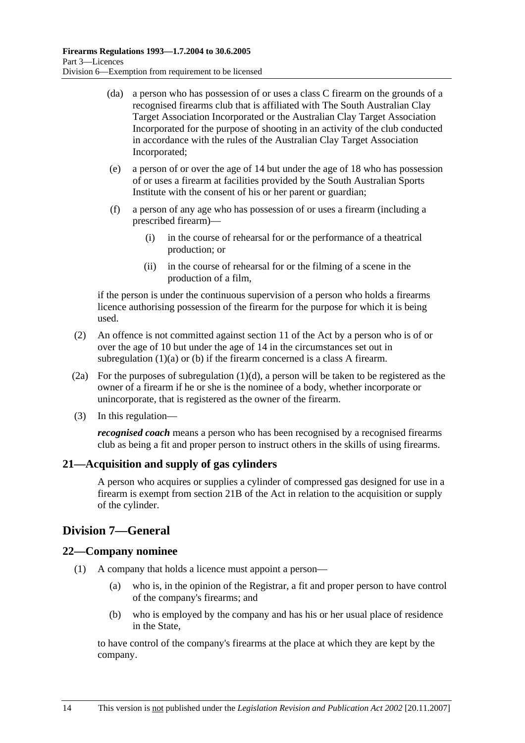(da) a person who has possession of or uses a class C firearm on the grounds of a recognised firearms club that is affiliated with The South Australian Clay Target Association Incorporated or the Australian Clay Target Association Incorporated for the purpose of shooting in an activity of the club conducted in accordance with the rules of the Australian Clay Target Association Incorporated;

(e) a person of or over the age of 14 but under the age of 18 who has possession of or uses a firearm at facilities provided by the South Australian Sports Institute with the consent of his or her parent or guardian;

(f) a person of any age who has possession of or uses a firearm (including a prescribed firearm)—

(i) in the course of rehearsal for or the performance of a theatrical production; or

(ii) in the course of rehearsal for or the filming of a scene in the production of a film,

if the person is under the continuous supervision of a person who holds a firearms licence authorising possession of the firearm for the purpose for which it is being used.

(2) An offence is not committed against section 11 of the Act by a person who is of or over the age of 10 but under the age of 14 in the circumstances set out in subregulation (1)(a) or (b) if the firearm concerned is a class A firearm.

(2a) For the purposes of subregulation (1)(d), a person will be taken to be registered as the owner of a firearm if he or she is the nominee of a body, whether incorporate or unincorporate, that is registered as the owner of the firearm.

(3) In this regulation—

***recognised coach*** means a person who has been recognised by a recognised firearms club as being a fit and proper person to instruct others in the skills of using firearms.

### 21—Acquisition and supply of gas cylinders

A person who acquires or supplies a cylinder of compressed gas designed for use in a firearm is exempt from section 21B of the Act in relation to the acquisition or supply of the cylinder.

## Division 7—General

### 22—Company nominee

(1) A company that holds a licence must appoint a person—

(a) who is, in the opinion of the Registrar, a fit and proper person to have control of the company's firearms; and

(b) who is employed by the company and has his or her usual place of residence in the State,

to have control of the company's firearms at the place at which they are kept by the company.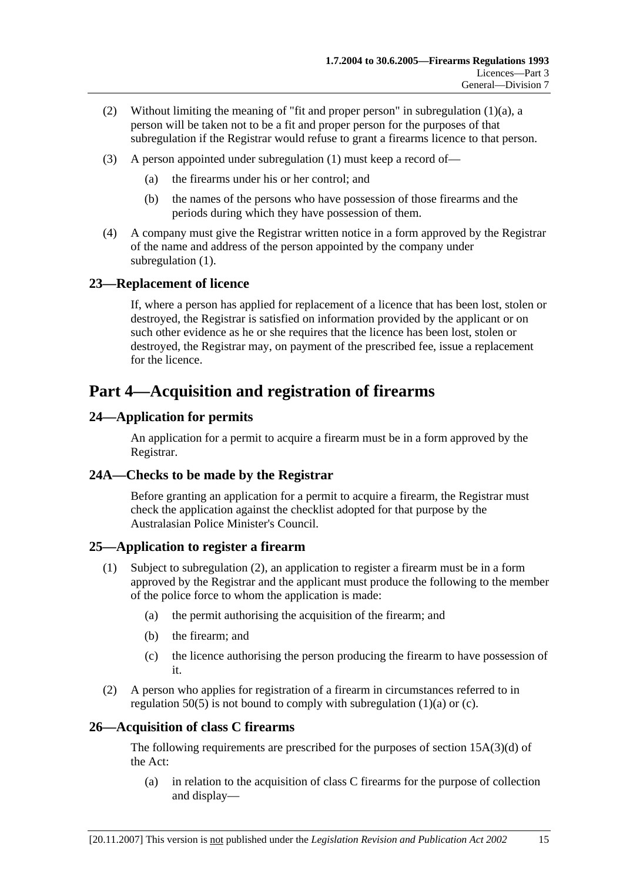(2) Without limiting the meaning of "fit and proper person" in subregulation (1)(a), a person will be taken not to be a fit and proper person for the purposes of that subregulation if the Registrar would refuse to grant a firearms licence to that person.

(3) A person appointed under subregulation (1) must keep a record of—

(a) the firearms under his or her control; and

(b) the names of the persons who have possession of those firearms and the periods during which they have possession of them.

(4) A company must give the Registrar written notice in a form approved by the Registrar of the name and address of the person appointed by the company under subregulation (1).

## 23—Replacement of licence

If, where a person has applied for replacement of a licence that has been lost, stolen or destroyed, the Registrar is satisfied on information provided by the applicant or on such other evidence as he or she requires that the licence has been lost, stolen or destroyed, the Registrar may, on payment of the prescribed fee, issue a replacement for the licence.

# Part 4—Acquisition and registration of firearms

## 24—Application for permits

An application for a permit to acquire a firearm must be in a form approved by the Registrar.

## 24A—Checks to be made by the Registrar

Before granting an application for a permit to acquire a firearm, the Registrar must check the application against the checklist adopted for that purpose by the Australasian Police Minister's Council.

## 25—Application to register a firearm

(1) Subject to subregulation (2), an application to register a firearm must be in a form approved by the Registrar and the applicant must produce the following to the member of the police force to whom the application is made:

(a) the permit authorising the acquisition of the firearm; and

(b) the firearm; and

(c) the licence authorising the person producing the firearm to have possession of it.

(2) A person who applies for registration of a firearm in circumstances referred to in regulation 50(5) is not bound to comply with subregulation (1)(a) or (c).

## 26—Acquisition of class C firearms

The following requirements are prescribed for the purposes of section 15A(3)(d) of the Act:

(a) in relation to the acquisition of class C firearms for the purpose of collection and display—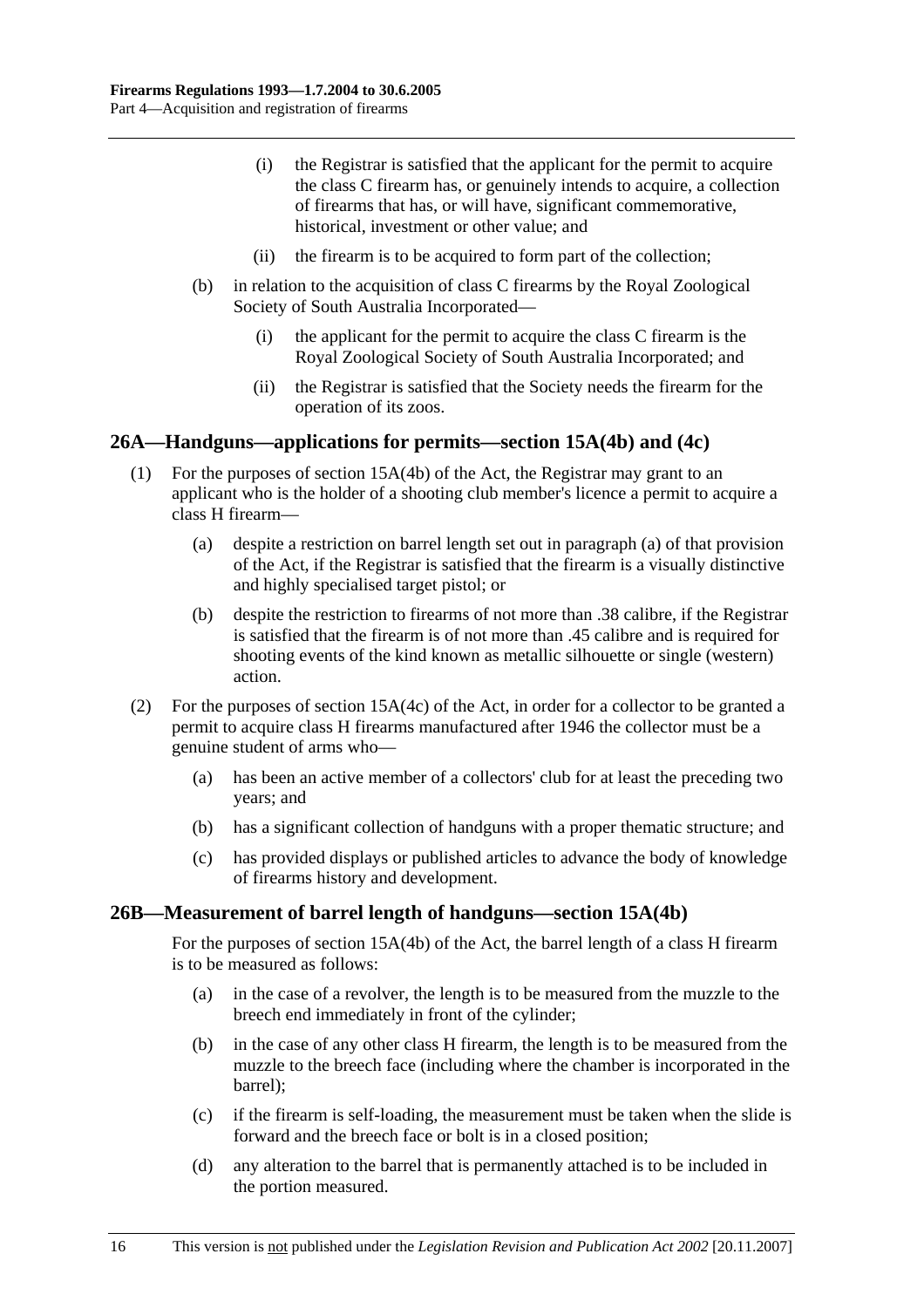(i) the Registrar is satisfied that the applicant for the permit to acquire the class C firearm has, or genuinely intends to acquire, a collection of firearms that has, or will have, significant commemorative, historical, investment or other value; and

(ii) the firearm is to be acquired to form part of the collection;

(b) in relation to the acquisition of class C firearms by the Royal Zoological Society of South Australia Incorporated—

(i) the applicant for the permit to acquire the class C firearm is the Royal Zoological Society of South Australia Incorporated; and

(ii) the Registrar is satisfied that the Society needs the firearm for the operation of its zoos.

## 26A—Handguns—applications for permits—section 15A(4b) and (4c)

(1) For the purposes of section 15A(4b) of the Act, the Registrar may grant to an applicant who is the holder of a shooting club member's licence a permit to acquire a class H firearm—

(a) despite a restriction on barrel length set out in paragraph (a) of that provision of the Act, if the Registrar is satisfied that the firearm is a visually distinctive and highly specialised target pistol; or

(b) despite the restriction to firearms of not more than .38 calibre, if the Registrar is satisfied that the firearm is of not more than .45 calibre and is required for shooting events of the kind known as metallic silhouette or single (western) action.

(2) For the purposes of section 15A(4c) of the Act, in order for a collector to be granted a permit to acquire class H firearms manufactured after 1946 the collector must be a genuine student of arms who—

(a) has been an active member of a collectors' club for at least the preceding two years; and

(b) has a significant collection of handguns with a proper thematic structure; and

(c) has provided displays or published articles to advance the body of knowledge of firearms history and development.

## 26B—Measurement of barrel length of handguns—section 15A(4b)

For the purposes of section 15A(4b) of the Act, the barrel length of a class H firearm is to be measured as follows:

(a) in the case of a revolver, the length is to be measured from the muzzle to the breech end immediately in front of the cylinder;

(b) in the case of any other class H firearm, the length is to be measured from the muzzle to the breech face (including where the chamber is incorporated in the barrel);

(c) if the firearm is self-loading, the measurement must be taken when the slide is forward and the breech face or bolt is in a closed position;

(d) any alteration to the barrel that is permanently attached is to be included in the portion measured.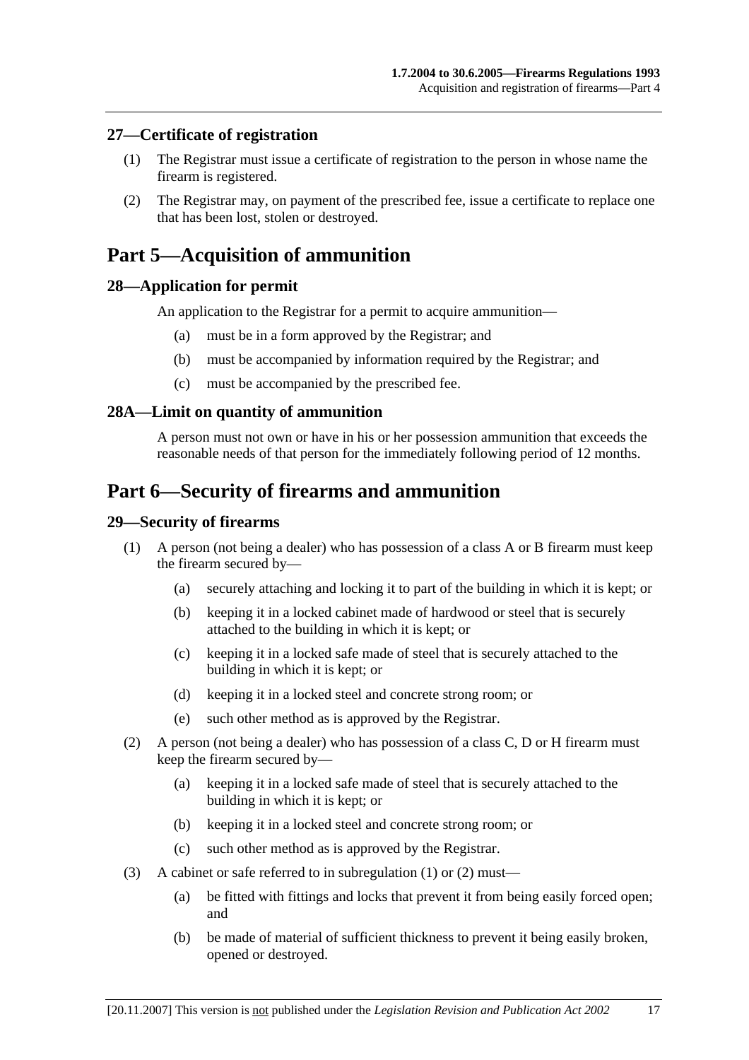### 27—Certificate of registration

(1) The Registrar must issue a certificate of registration to the person in whose name the firearm is registered.

(2) The Registrar may, on payment of the prescribed fee, issue a certificate to replace one that has been lost, stolen or destroyed.

## Part 5—Acquisition of ammunition

### 28—Application for permit

An application to the Registrar for a permit to acquire ammunition—

- (a) must be in a form approved by the Registrar; and
- (b) must be accompanied by information required by the Registrar; and
- (c) must be accompanied by the prescribed fee.

### 28A—Limit on quantity of ammunition

A person must not own or have in his or her possession ammunition that exceeds the reasonable needs of that person for the immediately following period of 12 months.

## Part 6—Security of firearms and ammunition

### 29—Security of firearms

(1) A person (not being a dealer) who has possession of a class A or B firearm must keep the firearm secured by—

- (a) securely attaching and locking it to part of the building in which it is kept; or
- (b) keeping it in a locked cabinet made of hardwood or steel that is securely attached to the building in which it is kept; or
- (c) keeping it in a locked safe made of steel that is securely attached to the building in which it is kept; or
- (d) keeping it in a locked steel and concrete strong room; or
- (e) such other method as is approved by the Registrar.

(2) A person (not being a dealer) who has possession of a class C, D or H firearm must keep the firearm secured by—

- (a) keeping it in a locked safe made of steel that is securely attached to the building in which it is kept; or
- (b) keeping it in a locked steel and concrete strong room; or
- (c) such other method as is approved by the Registrar.

(3) A cabinet or safe referred to in subregulation (1) or (2) must—

- (a) be fitted with fittings and locks that prevent it from being easily forced open; and
- (b) be made of material of sufficient thickness to prevent it being easily broken, opened or destroyed.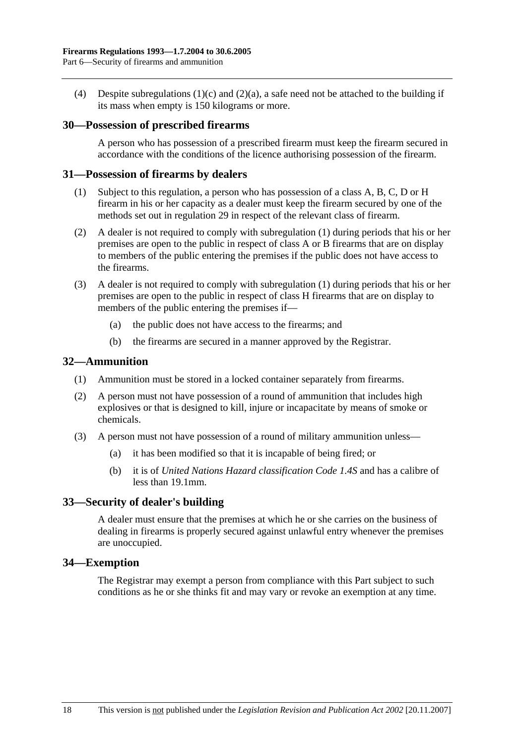(4) Despite subregulations (1)(c) and (2)(a), a safe need not be attached to the building if its mass when empty is 150 kilograms or more.

## 30—Possession of prescribed firearms

A person who has possession of a prescribed firearm must keep the firearm secured in accordance with the conditions of the licence authorising possession of the firearm.

## 31—Possession of firearms by dealers

(1) Subject to this regulation, a person who has possession of a class A, B, C, D or H firearm in his or her capacity as a dealer must keep the firearm secured by one of the methods set out in regulation 29 in respect of the relevant class of firearm.

(2) A dealer is not required to comply with subregulation (1) during periods that his or her premises are open to the public in respect of class A or B firearms that are on display to members of the public entering the premises if the public does not have access to the firearms.

(3) A dealer is not required to comply with subregulation (1) during periods that his or her premises are open to the public in respect of class H firearms that are on display to members of the public entering the premises if—

(a) the public does not have access to the firearms; and

(b) the firearms are secured in a manner approved by the Registrar.

## 32—Ammunition

(1) Ammunition must be stored in a locked container separately from firearms.

(2) A person must not have possession of a round of ammunition that includes high explosives or that is designed to kill, injure or incapacitate by means of smoke or chemicals.

(3) A person must not have possession of a round of military ammunition unless—

(a) it has been modified so that it is incapable of being fired; or

(b) it is of *United Nations Hazard classification Code 1.4S* and has a calibre of less than 19.1mm.

## 33—Security of dealer's building

A dealer must ensure that the premises at which he or she carries on the business of dealing in firearms is properly secured against unlawful entry whenever the premises are unoccupied.

## 34—Exemption

The Registrar may exempt a person from compliance with this Part subject to such conditions as he or she thinks fit and may vary or revoke an exemption at any time.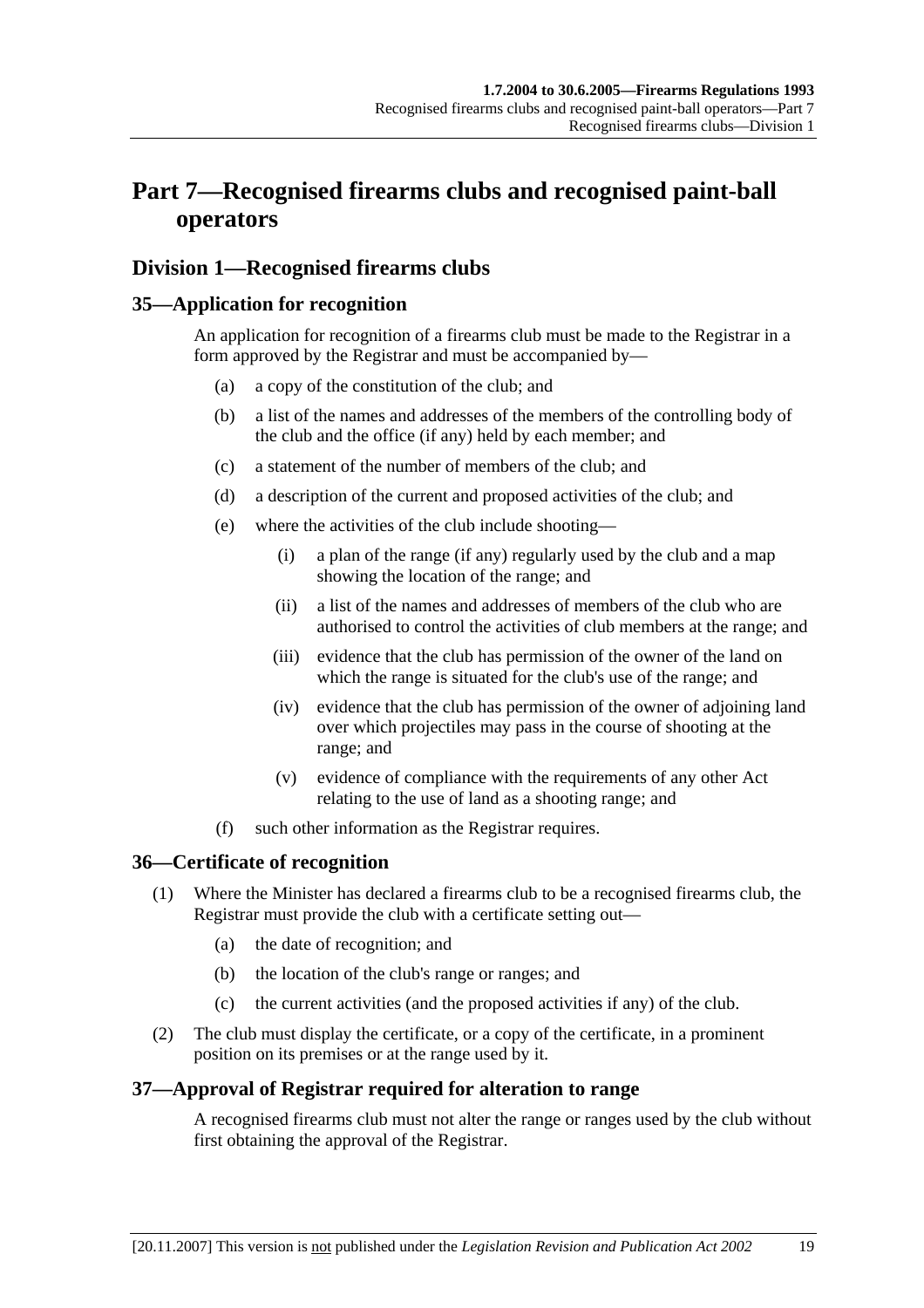# Part 7—Recognised firearms clubs and recognised paint-ball operators

## Division 1—Recognised firearms clubs

### 35—Application for recognition

An application for recognition of a firearms club must be made to the Registrar in a form approved by the Registrar and must be accompanied by—

(a) a copy of the constitution of the club; and

(b) a list of the names and addresses of the members of the controlling body of the club and the office (if any) held by each member; and

(c) a statement of the number of members of the club; and

(d) a description of the current and proposed activities of the club; and

(e) where the activities of the club include shooting—

(i) a plan of the range (if any) regularly used by the club and a map showing the location of the range; and

(ii) a list of the names and addresses of members of the club who are authorised to control the activities of club members at the range; and

(iii) evidence that the club has permission of the owner of the land on which the range is situated for the club's use of the range; and

(iv) evidence that the club has permission of the owner of adjoining land over which projectiles may pass in the course of shooting at the range; and

(v) evidence of compliance with the requirements of any other Act relating to the use of land as a shooting range; and

(f) such other information as the Registrar requires.

### 36—Certificate of recognition

(1) Where the Minister has declared a firearms club to be a recognised firearms club, the Registrar must provide the club with a certificate setting out—

(a) the date of recognition; and

(b) the location of the club's range or ranges; and

(c) the current activities (and the proposed activities if any) of the club.

(2) The club must display the certificate, or a copy of the certificate, in a prominent position on its premises or at the range used by it.

### 37—Approval of Registrar required for alteration to range

A recognised firearms club must not alter the range or ranges used by the club without first obtaining the approval of the Registrar.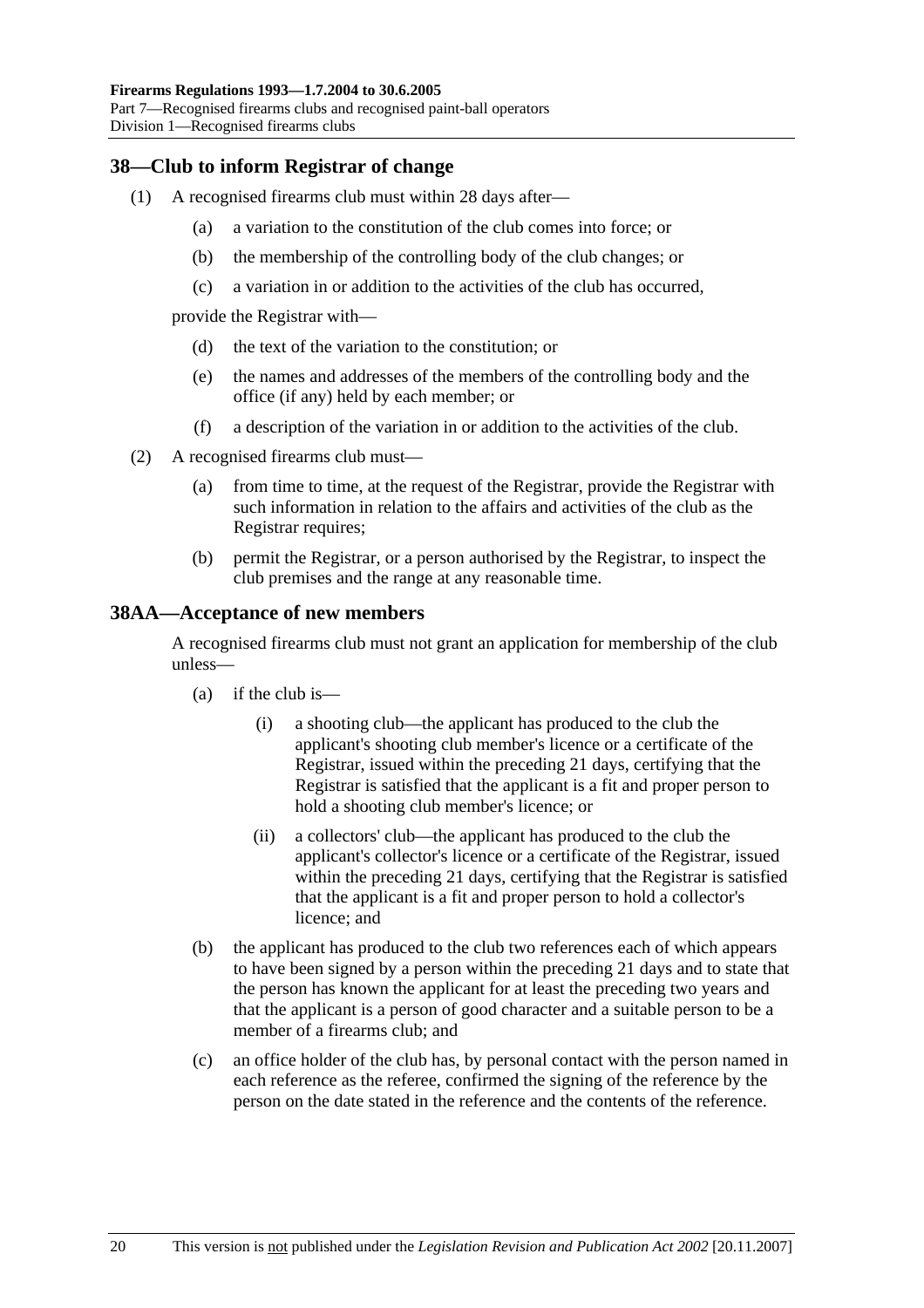## 38—Club to inform Registrar of change

(1) A recognised firearms club must within 28 days after—

(a) a variation to the constitution of the club comes into force; or

(b) the membership of the controlling body of the club changes; or

(c) a variation in or addition to the activities of the club has occurred,

provide the Registrar with—

(d) the text of the variation to the constitution; or

(e) the names and addresses of the members of the controlling body and the office (if any) held by each member; or

(f) a description of the variation in or addition to the activities of the club.

(2) A recognised firearms club must—

(a) from time to time, at the request of the Registrar, provide the Registrar with such information in relation to the affairs and activities of the club as the Registrar requires;

(b) permit the Registrar, or a person authorised by the Registrar, to inspect the club premises and the range at any reasonable time.

## 38AA—Acceptance of new members

A recognised firearms club must not grant an application for membership of the club unless—

(a) if the club is—

(i) a shooting club—the applicant has produced to the club the applicant's shooting club member's licence or a certificate of the Registrar, issued within the preceding 21 days, certifying that the Registrar is satisfied that the applicant is a fit and proper person to hold a shooting club member's licence; or

(ii) a collectors' club—the applicant has produced to the club the applicant's collector's licence or a certificate of the Registrar, issued within the preceding 21 days, certifying that the Registrar is satisfied that the applicant is a fit and proper person to hold a collector's licence; and

(b) the applicant has produced to the club two references each of which appears to have been signed by a person within the preceding 21 days and to state that the person has known the applicant for at least the preceding two years and that the applicant is a person of good character and a suitable person to be a member of a firearms club; and

(c) an office holder of the club has, by personal contact with the person named in each reference as the referee, confirmed the signing of the reference by the person on the date stated in the reference and the contents of the reference.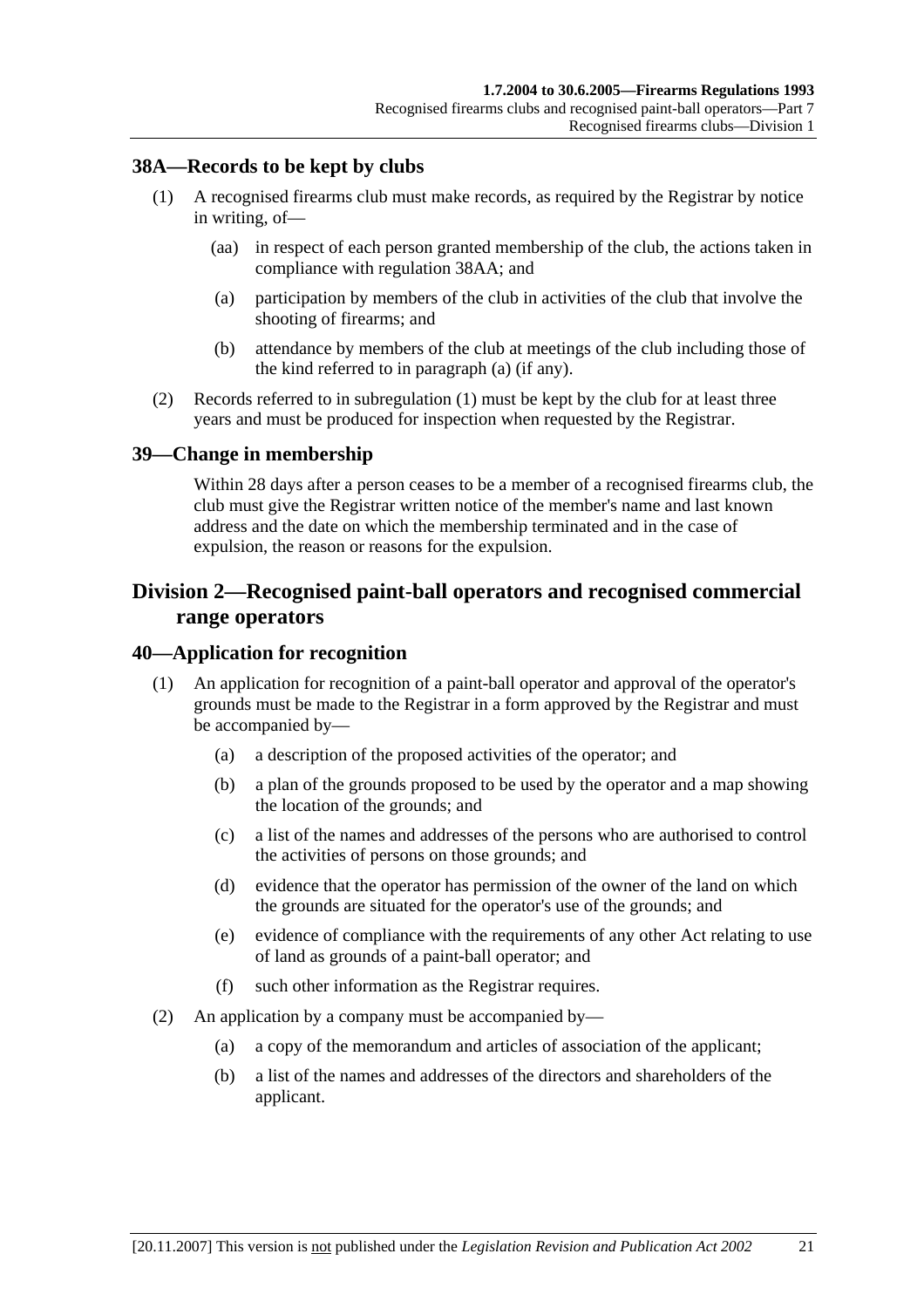## 38A—Records to be kept by clubs

(1) A recognised firearms club must make records, as required by the Registrar by notice in writing, of—

(aa) in respect of each person granted membership of the club, the actions taken in compliance with regulation 38AA; and

(a) participation by members of the club in activities of the club that involve the shooting of firearms; and

(b) attendance by members of the club at meetings of the club including those of the kind referred to in paragraph (a) (if any).

(2) Records referred to in subregulation (1) must be kept by the club for at least three years and must be produced for inspection when requested by the Registrar.

## 39—Change in membership

Within 28 days after a person ceases to be a member of a recognised firearms club, the club must give the Registrar written notice of the member's name and last known address and the date on which the membership terminated and in the case of expulsion, the reason or reasons for the expulsion.

# Division 2—Recognised paint-ball operators and recognised commercial range operators

## 40—Application for recognition

(1) An application for recognition of a paint-ball operator and approval of the operator's grounds must be made to the Registrar in a form approved by the Registrar and must be accompanied by—

(a) a description of the proposed activities of the operator; and

(b) a plan of the grounds proposed to be used by the operator and a map showing the location of the grounds; and

(c) a list of the names and addresses of the persons who are authorised to control the activities of persons on those grounds; and

(d) evidence that the operator has permission of the owner of the land on which the grounds are situated for the operator's use of the grounds; and

(e) evidence of compliance with the requirements of any other Act relating to use of land as grounds of a paint-ball operator; and

(f) such other information as the Registrar requires.

(2) An application by a company must be accompanied by—

(a) a copy of the memorandum and articles of association of the applicant;

(b) a list of the names and addresses of the directors and shareholders of the applicant.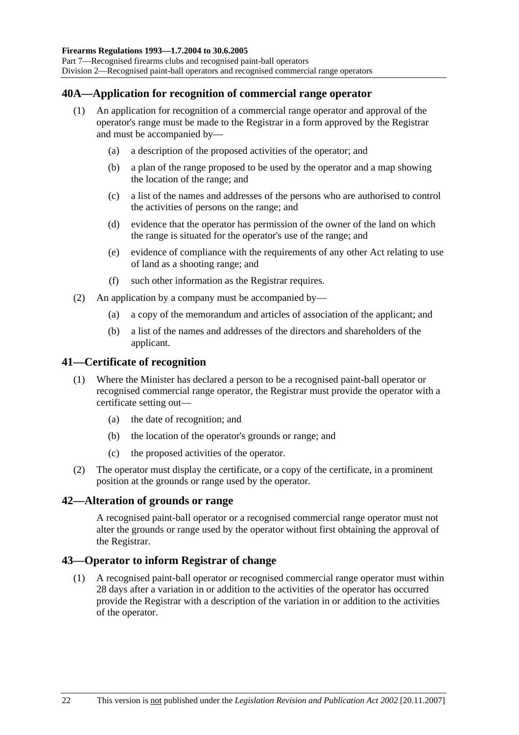## 40A—Application for recognition of commercial range operator

(1) An application for recognition of a commercial range operator and approval of the operator's range must be made to the Registrar in a form approved by the Registrar and must be accompanied by—

(a) a description of the proposed activities of the operator; and

(b) a plan of the range proposed to be used by the operator and a map showing the location of the range; and

(c) a list of the names and addresses of the persons who are authorised to control the activities of persons on the range; and

(d) evidence that the operator has permission of the owner of the land on which the range is situated for the operator's use of the range; and

(e) evidence of compliance with the requirements of any other Act relating to use of land as a shooting range; and

(f) such other information as the Registrar requires.

(2) An application by a company must be accompanied by—

(a) a copy of the memorandum and articles of association of the applicant; and

(b) a list of the names and addresses of the directors and shareholders of the applicant.

## 41—Certificate of recognition

(1) Where the Minister has declared a person to be a recognised paint-ball operator or recognised commercial range operator, the Registrar must provide the operator with a certificate setting out—

(a) the date of recognition; and

(b) the location of the operator's grounds or range; and

(c) the proposed activities of the operator.

(2) The operator must display the certificate, or a copy of the certificate, in a prominent position at the grounds or range used by the operator.

## 42—Alteration of grounds or range

A recognised paint-ball operator or a recognised commercial range operator must not alter the grounds or range used by the operator without first obtaining the approval of the Registrar.

## 43—Operator to inform Registrar of change

(1) A recognised paint-ball operator or recognised commercial range operator must within 28 days after a variation in or addition to the activities of the operator has occurred provide the Registrar with a description of the variation in or addition to the activities of the operator.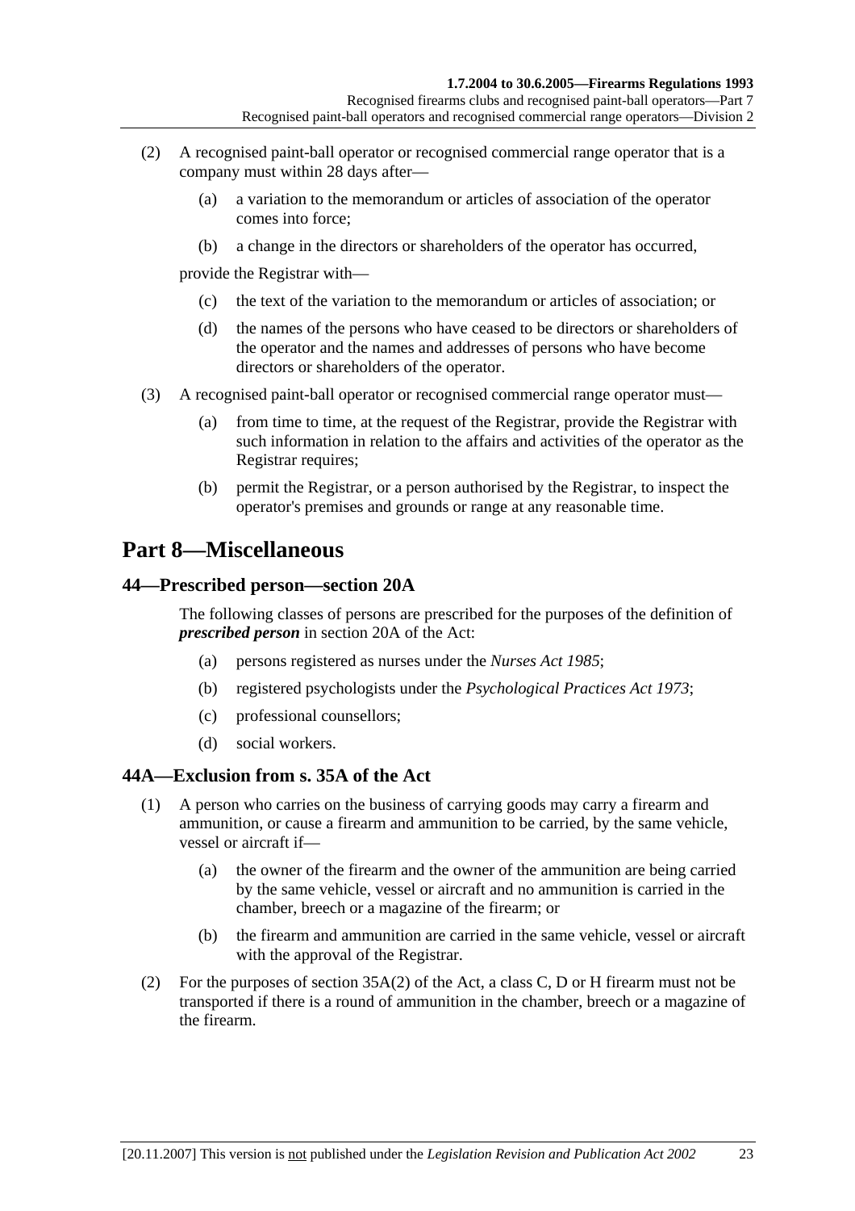(2) A recognised paint-ball operator or recognised commercial range operator that is a company must within 28 days after—

(a) a variation to the memorandum or articles of association of the operator comes into force;

(b) a change in the directors or shareholders of the operator has occurred,

provide the Registrar with—

(c) the text of the variation to the memorandum or articles of association; or

(d) the names of the persons who have ceased to be directors or shareholders of the operator and the names and addresses of persons who have become directors or shareholders of the operator.

(3) A recognised paint-ball operator or recognised commercial range operator must—

(a) from time to time, at the request of the Registrar, provide the Registrar with such information in relation to the affairs and activities of the operator as the Registrar requires;

(b) permit the Registrar, or a person authorised by the Registrar, to inspect the operator's premises and grounds or range at any reasonable time.

# Part 8—Miscellaneous

## 44—Prescribed person—section 20A

The following classes of persons are prescribed for the purposes of the definition of ***prescribed person*** in section 20A of the Act:

(a) persons registered as nurses under the *Nurses Act 1985*;

(b) registered psychologists under the *Psychological Practices Act 1973*;

(c) professional counsellors;

(d) social workers.

## 44A—Exclusion from s. 35A of the Act

(1) A person who carries on the business of carrying goods may carry a firearm and ammunition, or cause a firearm and ammunition to be carried, by the same vehicle, vessel or aircraft if—

(a) the owner of the firearm and the owner of the ammunition are being carried by the same vehicle, vessel or aircraft and no ammunition is carried in the chamber, breech or a magazine of the firearm; or

(b) the firearm and ammunition are carried in the same vehicle, vessel or aircraft with the approval of the Registrar.

(2) For the purposes of section 35A(2) of the Act, a class C, D or H firearm must not be transported if there is a round of ammunition in the chamber, breech or a magazine of the firearm.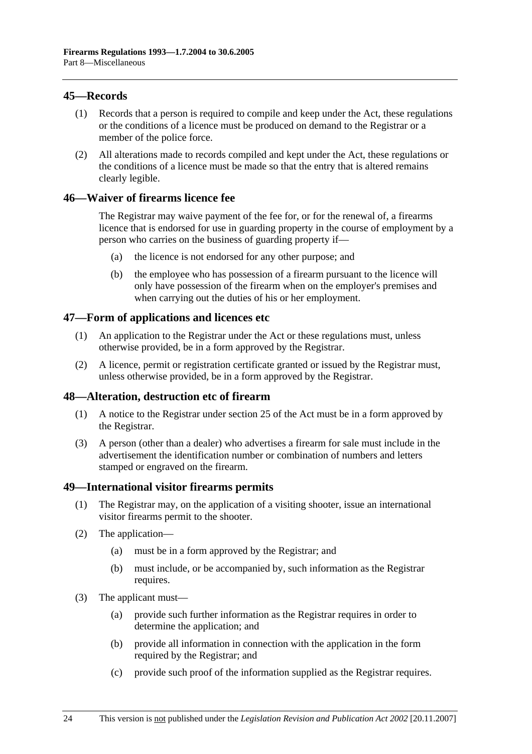## 45—Records

(1) Records that a person is required to compile and keep under the Act, these regulations or the conditions of a licence must be produced on demand to the Registrar or a member of the police force.

(2) All alterations made to records compiled and kept under the Act, these regulations or the conditions of a licence must be made so that the entry that is altered remains clearly legible.

## 46—Waiver of firearms licence fee

The Registrar may waive payment of the fee for, or for the renewal of, a firearms licence that is endorsed for use in guarding property in the course of employment by a person who carries on the business of guarding property if—

(a) the licence is not endorsed for any other purpose; and

(b) the employee who has possession of a firearm pursuant to the licence will only have possession of the firearm when on the employer's premises and when carrying out the duties of his or her employment.

## 47—Form of applications and licences etc

(1) An application to the Registrar under the Act or these regulations must, unless otherwise provided, be in a form approved by the Registrar.

(2) A licence, permit or registration certificate granted or issued by the Registrar must, unless otherwise provided, be in a form approved by the Registrar.

## 48—Alteration, destruction etc of firearm

(1) A notice to the Registrar under section 25 of the Act must be in a form approved by the Registrar.

(3) A person (other than a dealer) who advertises a firearm for sale must include in the advertisement the identification number or combination of numbers and letters stamped or engraved on the firearm.

## 49—International visitor firearms permits

(1) The Registrar may, on the application of a visiting shooter, issue an international visitor firearms permit to the shooter.

(2) The application—

(a) must be in a form approved by the Registrar; and

(b) must include, or be accompanied by, such information as the Registrar requires.

(3) The applicant must—

(a) provide such further information as the Registrar requires in order to determine the application; and

(b) provide all information in connection with the application in the form required by the Registrar; and

(c) provide such proof of the information supplied as the Registrar requires.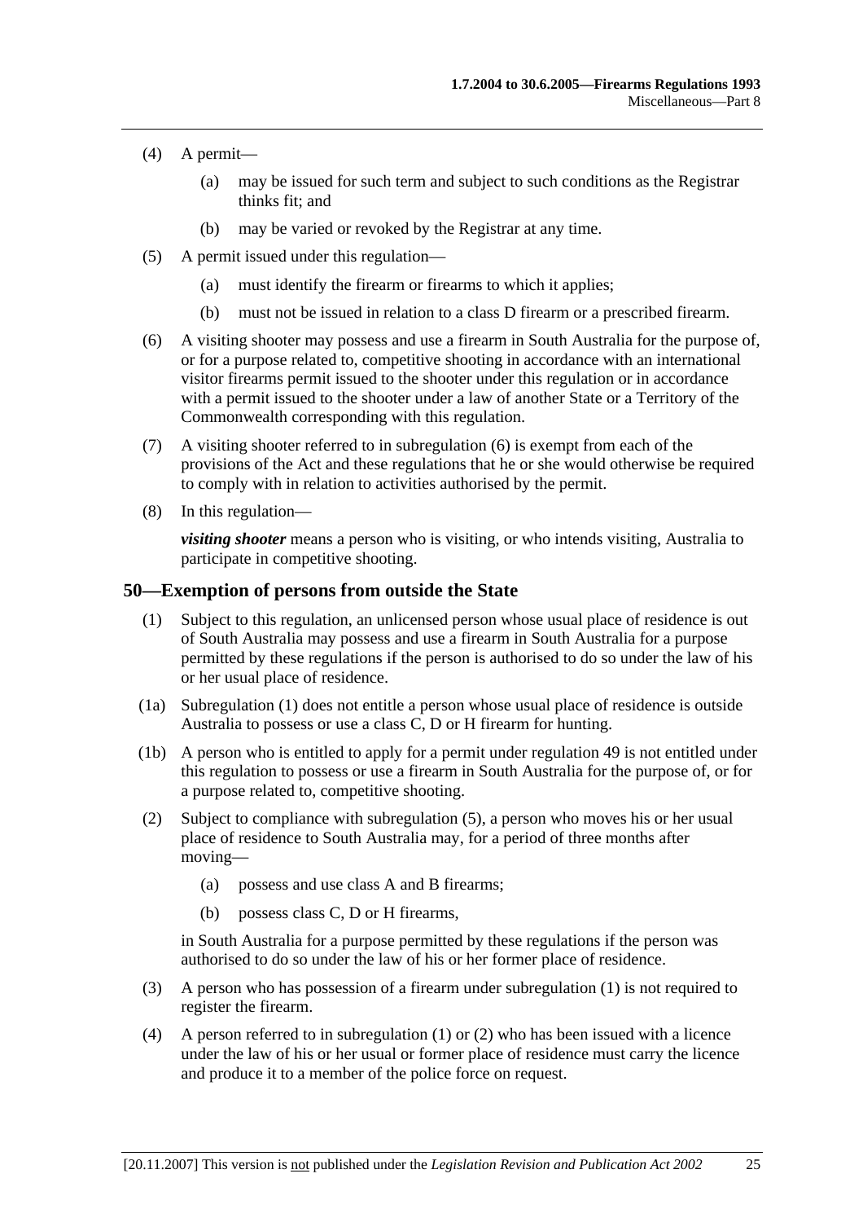(4) A permit—

  (a) may be issued for such term and subject to such conditions as the Registrar thinks fit; and

  (b) may be varied or revoked by the Registrar at any time.

(5) A permit issued under this regulation—

  (a) must identify the firearm or firearms to which it applies;

  (b) must not be issued in relation to a class D firearm or a prescribed firearm.

(6) A visiting shooter may possess and use a firearm in South Australia for the purpose of, or for a purpose related to, competitive shooting in accordance with an international visitor firearms permit issued to the shooter under this regulation or in accordance with a permit issued to the shooter under a law of another State or a Territory of the Commonwealth corresponding with this regulation.

(7) A visiting shooter referred to in subregulation (6) is exempt from each of the provisions of the Act and these regulations that he or she would otherwise be required to comply with in relation to activities authorised by the permit.

(8) In this regulation—

***visiting shooter*** means a person who is visiting, or who intends visiting, Australia to participate in competitive shooting.

## 50—Exemption of persons from outside the State

(1) Subject to this regulation, an unlicensed person whose usual place of residence is out of South Australia may possess and use a firearm in South Australia for a purpose permitted by these regulations if the person is authorised to do so under the law of his or her usual place of residence.

(1a) Subregulation (1) does not entitle a person whose usual place of residence is outside Australia to possess or use a class C, D or H firearm for hunting.

(1b) A person who is entitled to apply for a permit under regulation 49 is not entitled under this regulation to possess or use a firearm in South Australia for the purpose of, or for a purpose related to, competitive shooting.

(2) Subject to compliance with subregulation (5), a person who moves his or her usual place of residence to South Australia may, for a period of three months after moving—

  (a) possess and use class A and B firearms;

  (b) possess class C, D or H firearms,

in South Australia for a purpose permitted by these regulations if the person was authorised to do so under the law of his or her former place of residence.

(3) A person who has possession of a firearm under subregulation (1) is not required to register the firearm.

(4) A person referred to in subregulation (1) or (2) who has been issued with a licence under the law of his or her usual or former place of residence must carry the licence and produce it to a member of the police force on request.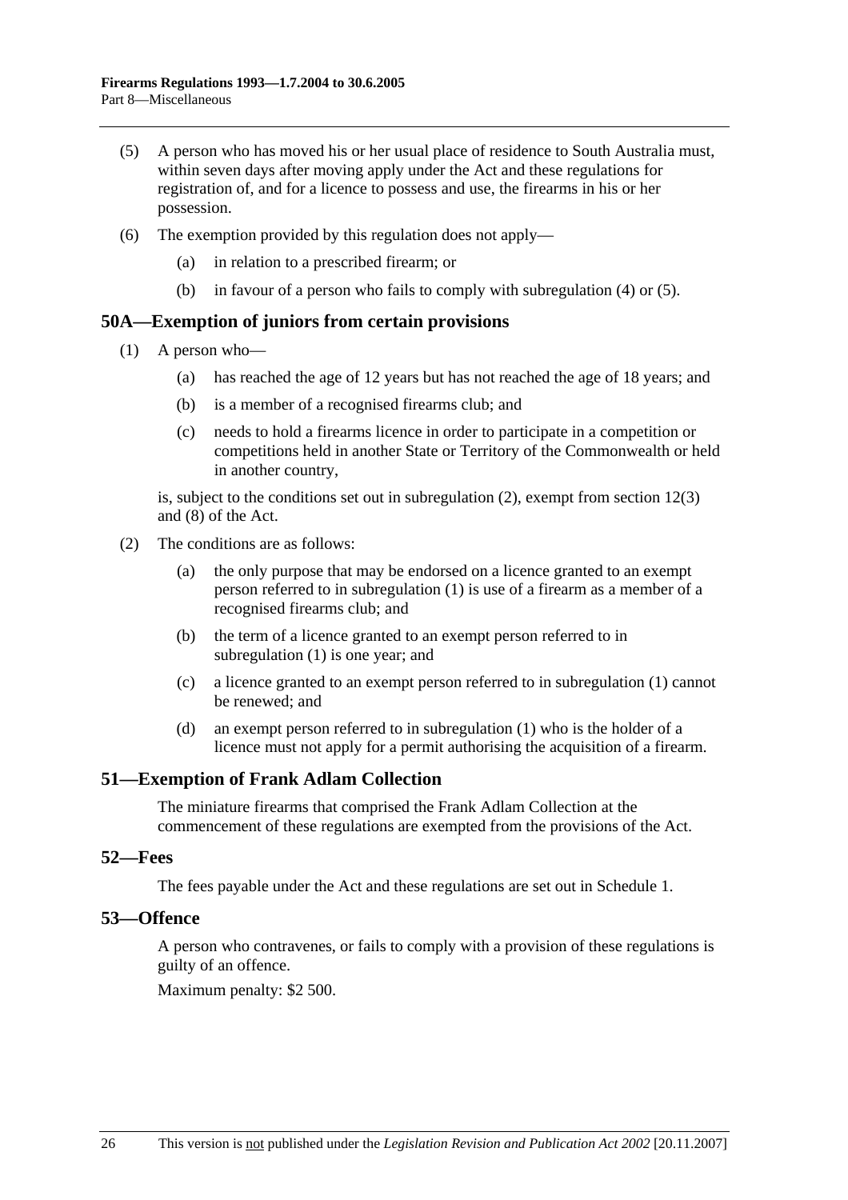(5) A person who has moved his or her usual place of residence to South Australia must, within seven days after moving apply under the Act and these regulations for registration of, and for a licence to possess and use, the firearms in his or her possession.

(6) The exemption provided by this regulation does not apply—

(a) in relation to a prescribed firearm; or

(b) in favour of a person who fails to comply with subregulation (4) or (5).

## 50A—Exemption of juniors from certain provisions

(1) A person who—

(a) has reached the age of 12 years but has not reached the age of 18 years; and

(b) is a member of a recognised firearms club; and

(c) needs to hold a firearms licence in order to participate in a competition or competitions held in another State or Territory of the Commonwealth or held in another country,

is, subject to the conditions set out in subregulation (2), exempt from section 12(3) and (8) of the Act.

(2) The conditions are as follows:

(a) the only purpose that may be endorsed on a licence granted to an exempt person referred to in subregulation (1) is use of a firearm as a member of a recognised firearms club; and

(b) the term of a licence granted to an exempt person referred to in subregulation (1) is one year; and

(c) a licence granted to an exempt person referred to in subregulation (1) cannot be renewed; and

(d) an exempt person referred to in subregulation (1) who is the holder of a licence must not apply for a permit authorising the acquisition of a firearm.

## 51—Exemption of Frank Adlam Collection

The miniature firearms that comprised the Frank Adlam Collection at the commencement of these regulations are exempted from the provisions of the Act.

## 52—Fees

The fees payable under the Act and these regulations are set out in Schedule 1.

## 53—Offence

A person who contravenes, or fails to comply with a provision of these regulations is guilty of an offence.

Maximum penalty: $2 500.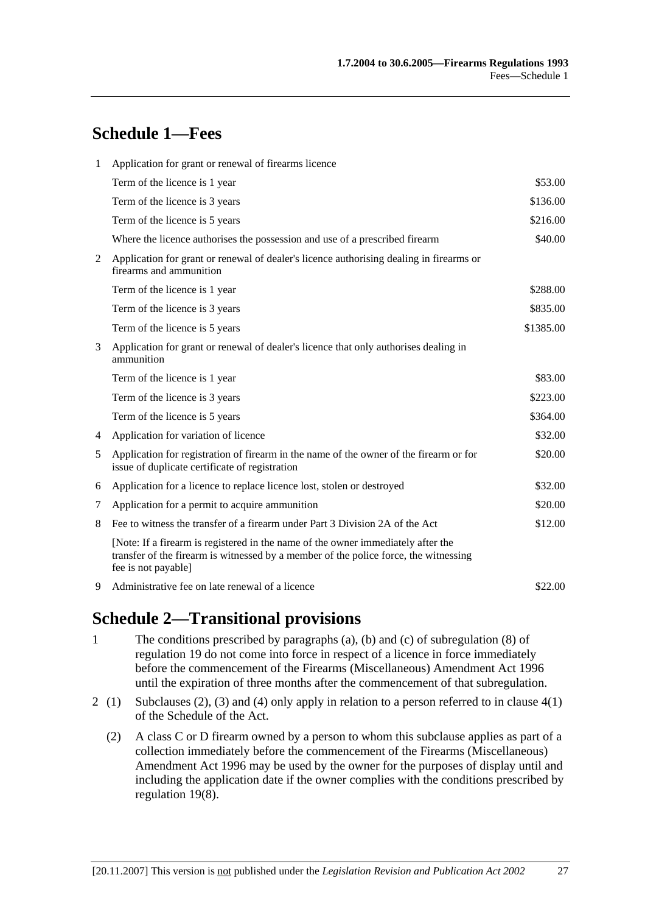## Schedule 1—Fees

| | | |
|---|---|---|
| 1 | Application for grant or renewal of firearms licence | |
| | Term of the licence is 1 year | $53.00 |
| | Term of the licence is 3 years | $136.00 |
| | Term of the licence is 5 years | $216.00 |
| | Where the licence authorises the possession and use of a prescribed firearm | $40.00 |
| 2 | Application for grant or renewal of dealer's licence authorising dealing in firearms or firearms and ammunition | |
| | Term of the licence is 1 year | $288.00 |
| | Term of the licence is 3 years | $835.00 |
| | Term of the licence is 5 years | $1385.00 |
| 3 | Application for grant or renewal of dealer's licence that only authorises dealing in ammunition | |
| | Term of the licence is 1 year | $83.00 |
| | Term of the licence is 3 years | $223.00 |
| | Term of the licence is 5 years | $364.00 |
| 4 | Application for variation of licence | $32.00 |
| 5 | Application for registration of firearm in the name of the owner of the firearm or for issue of duplicate certificate of registration | $20.00 |
| 6 | Application for a licence to replace licence lost, stolen or destroyed | $32.00 |
| 7 | Application for a permit to acquire ammunition | $20.00 |
| 8 | Fee to witness the transfer of a firearm under Part 3 Division 2A of the Act | $12.00 |
| | [Note: If a firearm is registered in the name of the owner immediately after the transfer of the firearm is witnessed by a member of the police force, the witnessing fee is not payable] | |
| 9 | Administrative fee on late renewal of a licence | $22.00 |

## Schedule 2—Transitional provisions

1 The conditions prescribed by paragraphs (a), (b) and (c) of subregulation (8) of regulation 19 do not come into force in respect of a licence in force immediately before the commencement of the Firearms (Miscellaneous) Amendment Act 1996 until the expiration of three months after the commencement of that subregulation.

2 (1) Subclauses (2), (3) and (4) only apply in relation to a person referred to in clause 4(1) of the Schedule of the Act.

(2) A class C or D firearm owned by a person to whom this subclause applies as part of a collection immediately before the commencement of the Firearms (Miscellaneous) Amendment Act 1996 may be used by the owner for the purposes of display until and including the application date if the owner complies with the conditions prescribed by regulation 19(8).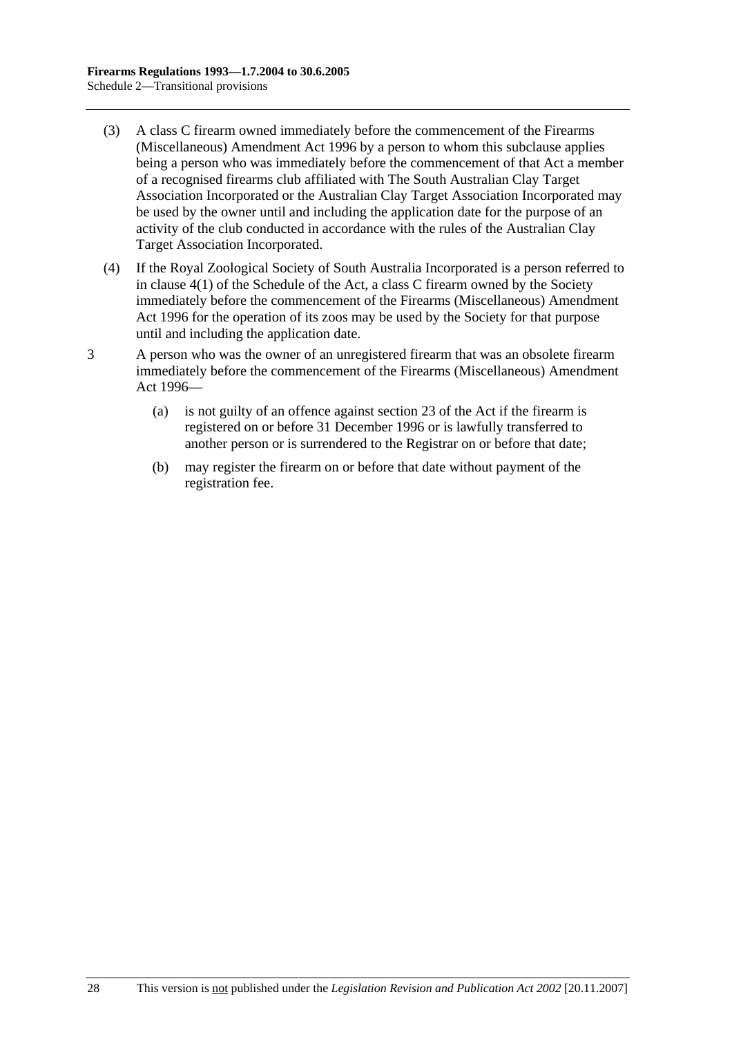(3) A class C firearm owned immediately before the commencement of the Firearms (Miscellaneous) Amendment Act 1996 by a person to whom this subclause applies being a person who was immediately before the commencement of that Act a member of a recognised firearms club affiliated with The South Australian Clay Target Association Incorporated or the Australian Clay Target Association Incorporated may be used by the owner until and including the application date for the purpose of an activity of the club conducted in accordance with the rules of the Australian Clay Target Association Incorporated.

(4) If the Royal Zoological Society of South Australia Incorporated is a person referred to in clause 4(1) of the Schedule of the Act, a class C firearm owned by the Society immediately before the commencement of the Firearms (Miscellaneous) Amendment Act 1996 for the operation of its zoos may be used by the Society for that purpose until and including the application date.

3 A person who was the owner of an unregistered firearm that was an obsolete firearm immediately before the commencement of the Firearms (Miscellaneous) Amendment Act 1996—

(a) is not guilty of an offence against section 23 of the Act if the firearm is registered on or before 31 December 1996 or is lawfully transferred to another person or is surrendered to the Registrar on or before that date;

(b) may register the firearm on or before that date without payment of the registration fee.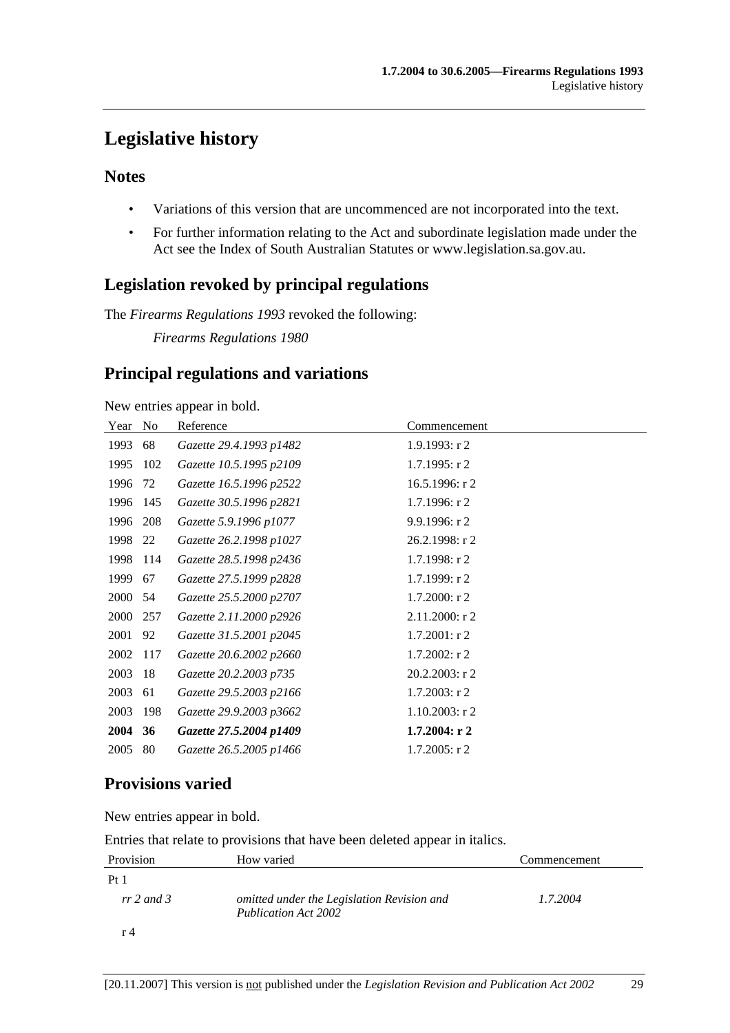# Legislative history

## Notes

- Variations of this version that are uncommenced are not incorporated into the text.
- For further information relating to the Act and subordinate legislation made under the Act see the Index of South Australian Statutes or www.legislation.sa.gov.au.

## Legislation revoked by principal regulations

The *Firearms Regulations 1993* revoked the following:

*Firearms Regulations 1980*

## Principal regulations and variations

New entries appear in bold.

| Year | No | Reference | Commencement |
|---|---|---|---|
| 1993 | 68 | *Gazette 29.4.1993 p1482* | 1.9.1993: r 2 |
| 1995 | 102 | *Gazette 10.5.1995 p2109* | 1.7.1995: r 2 |
| 1996 | 72 | *Gazette 16.5.1996 p2522* | 16.5.1996: r 2 |
| 1996 | 145 | *Gazette 30.5.1996 p2821* | 1.7.1996: r 2 |
| 1996 | 208 | *Gazette 5.9.1996 p1077* | 9.9.1996: r 2 |
| 1998 | 22 | *Gazette 26.2.1998 p1027* | 26.2.1998: r 2 |
| 1998 | 114 | *Gazette 28.5.1998 p2436* | 1.7.1998: r 2 |
| 1999 | 67 | *Gazette 27.5.1999 p2828* | 1.7.1999: r 2 |
| 2000 | 54 | *Gazette 25.5.2000 p2707* | 1.7.2000: r 2 |
| 2000 | 257 | *Gazette 2.11.2000 p2926* | 2.11.2000: r 2 |
| 2001 | 92 | *Gazette 31.5.2001 p2045* | 1.7.2001: r 2 |
| 2002 | 117 | *Gazette 20.6.2002 p2660* | 1.7.2002: r 2 |
| 2003 | 18 | *Gazette 20.2.2003 p735* | 20.2.2003: r 2 |
| 2003 | 61 | *Gazette 29.5.2003 p2166* | 1.7.2003: r 2 |
| 2003 | 198 | *Gazette 29.9.2003 p3662* | 1.10.2003: r 2 |
| **2004** | **36** | ***Gazette 27.5.2004 p1409*** | **1.7.2004: r 2** |
| 2005 | 80 | *Gazette 26.5.2005 p1466* | 1.7.2005: r 2 |

## Provisions varied

New entries appear in bold.

Entries that relate to provisions that have been deleted appear in italics.

| Provision | How varied | Commencement |
|---|---|---|
| Pt 1 | | |
| *rr 2 and 3* | *omitted under the Legislation Revision and Publication Act 2002* | *1.7.2004* |
| r 4 | | |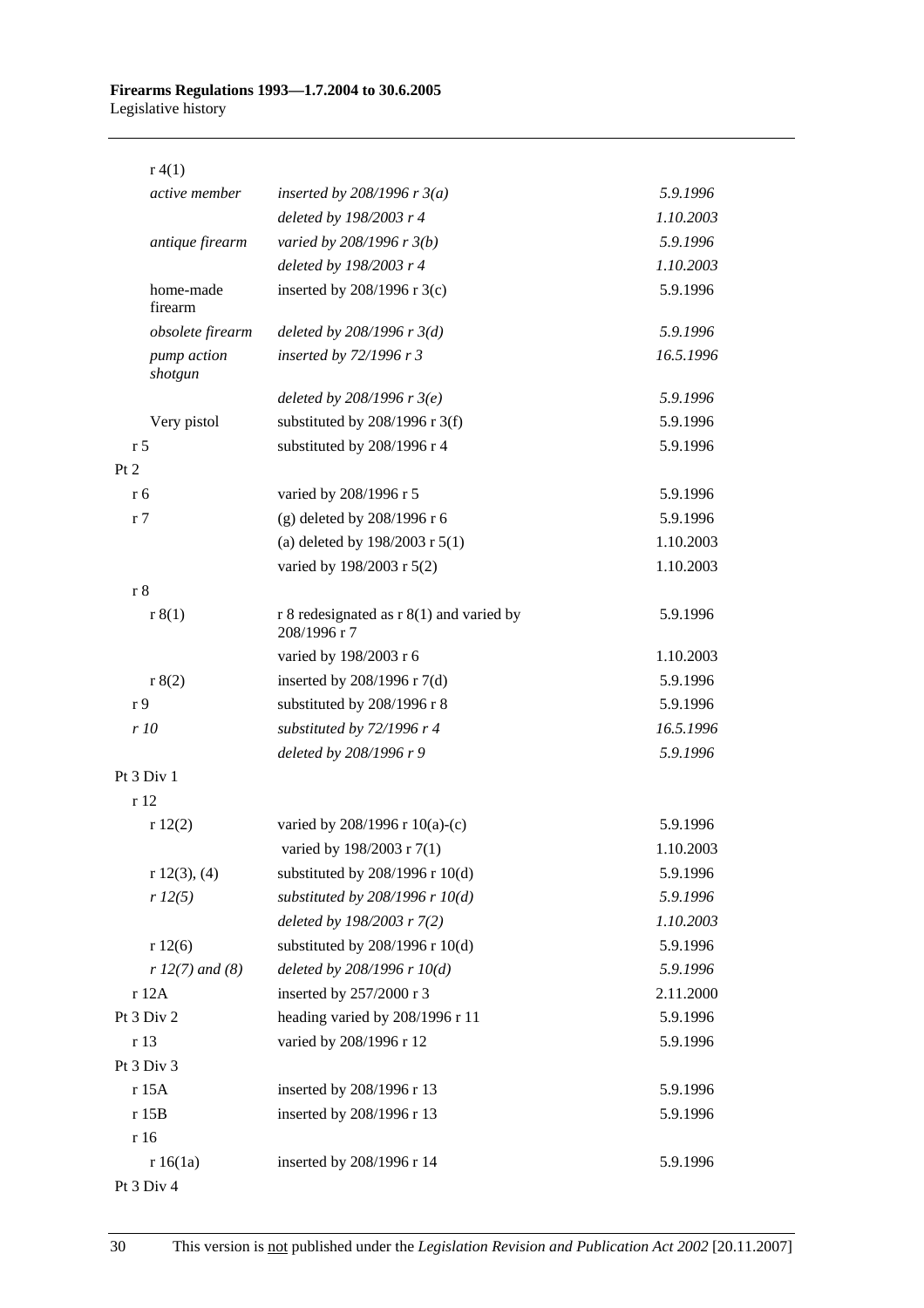| | | |
|---|---|---|
| r 4(1) | | |
| *active member* | *inserted by 208/1996 r 3(a)* | *5.9.1996* |
| | *deleted by 198/2003 r 4* | *1.10.2003* |
| *antique firearm* | *varied by 208/1996 r 3(b)* | *5.9.1996* |
| | *deleted by 198/2003 r 4* | *1.10.2003* |
| home-made firearm | inserted by 208/1996 r 3(c) | 5.9.1996 |
| *obsolete firearm* | *deleted by 208/1996 r 3(d)* | *5.9.1996* |
| *pump action shotgun* | *inserted by 72/1996 r 3* | *16.5.1996* |
| | *deleted by 208/1996 r 3(e)* | *5.9.1996* |
| Very pistol | substituted by 208/1996 r 3(f) | 5.9.1996 |
| r 5 | substituted by 208/1996 r 4 | 5.9.1996 |
| Pt 2 | | |
| r 6 | varied by 208/1996 r 5 | 5.9.1996 |
| r 7 | (g) deleted by 208/1996 r 6 | 5.9.1996 |
| | (a) deleted by 198/2003 r 5(1) | 1.10.2003 |
| | varied by 198/2003 r 5(2) | 1.10.2003 |
| r 8 | | |
| r 8(1) | r 8 redesignated as r 8(1) and varied by 208/1996 r 7 | 5.9.1996 |
| | varied by 198/2003 r 6 | 1.10.2003 |
| r 8(2) | inserted by 208/1996 r 7(d) | 5.9.1996 |
| r 9 | substituted by 208/1996 r 8 | 5.9.1996 |
| *r 10* | *substituted by 72/1996 r 4* | *16.5.1996* |
| | *deleted by 208/1996 r 9* | *5.9.1996* |
| Pt 3 Div 1 | | |
| r 12 | | |
| r 12(2) | varied by 208/1996 r 10(a)-(c) | 5.9.1996 |
| | varied by 198/2003 r 7(1) | 1.10.2003 |
| r 12(3), (4) | substituted by 208/1996 r 10(d) | 5.9.1996 |
| *r 12(5)* | *substituted by 208/1996 r 10(d)* | *5.9.1996* |
| | *deleted by 198/2003 r 7(2)* | *1.10.2003* |
| r 12(6) | substituted by 208/1996 r 10(d) | 5.9.1996 |
| *r 12(7) and (8)* | *deleted by 208/1996 r 10(d)* | *5.9.1996* |
| r 12A | inserted by 257/2000 r 3 | 2.11.2000 |
| Pt 3 Div 2 | heading varied by 208/1996 r 11 | 5.9.1996 |
| r 13 | varied by 208/1996 r 12 | 5.9.1996 |
| Pt 3 Div 3 | | |
| r 15A | inserted by 208/1996 r 13 | 5.9.1996 |
| r 15B | inserted by 208/1996 r 13 | 5.9.1996 |
| r 16 | | |
| r 16(1a) | inserted by 208/1996 r 14 | 5.9.1996 |
| Pt 3 Div 4 | | |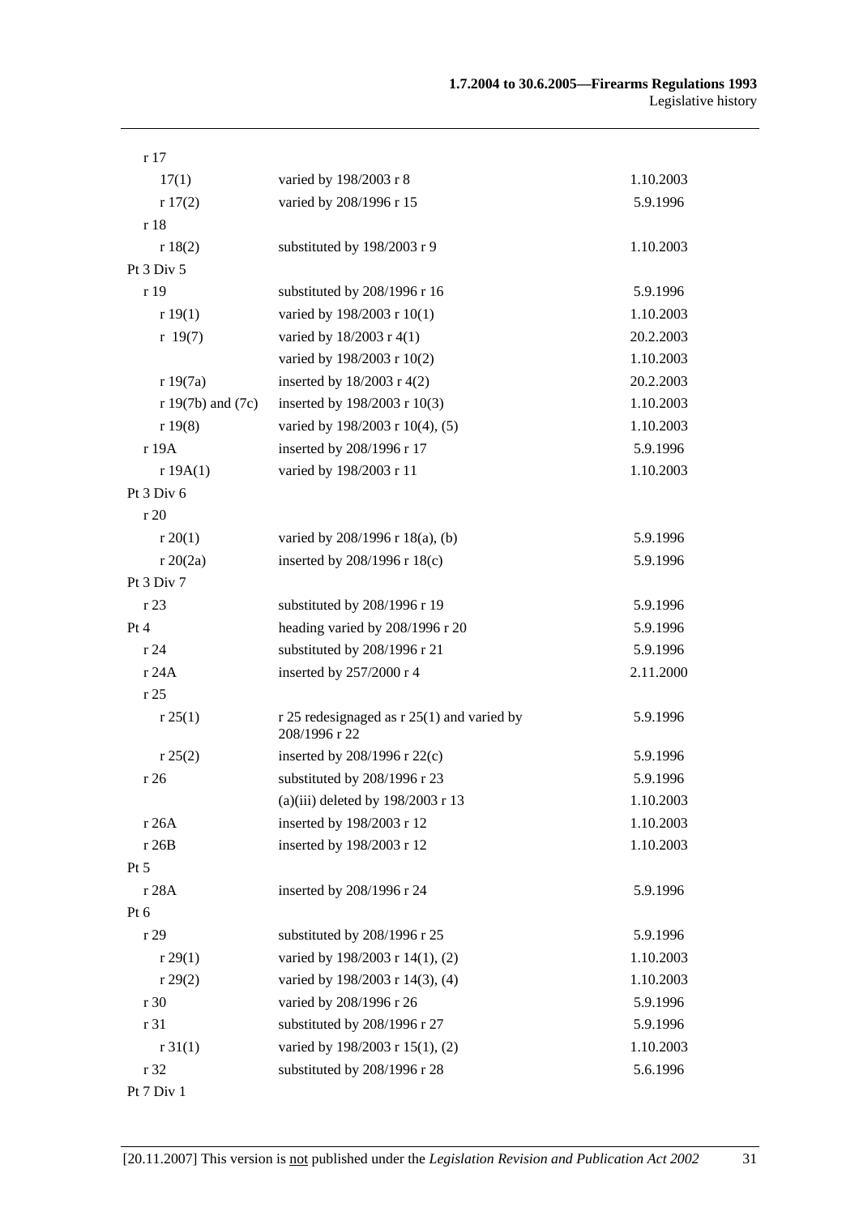| | | |
|---|---|---|
| r 17 | | |
| 17(1) | varied by 198/2003 r 8 | 1.10.2003 |
| r 17(2) | varied by 208/1996 r 15 | 5.9.1996 |
| r 18 | | |
| r 18(2) | substituted by 198/2003 r 9 | 1.10.2003 |
| Pt 3 Div 5 | | |
| r 19 | substituted by 208/1996 r 16 | 5.9.1996 |
| r 19(1) | varied by 198/2003 r 10(1) | 1.10.2003 |
| r 19(7) | varied by 18/2003 r 4(1) | 20.2.2003 |
| | varied by 198/2003 r 10(2) | 1.10.2003 |
| r 19(7a) | inserted by 18/2003 r 4(2) | 20.2.2003 |
| r 19(7b) and (7c) | inserted by 198/2003 r 10(3) | 1.10.2003 |
| r 19(8) | varied by 198/2003 r 10(4), (5) | 1.10.2003 |
| r 19A | inserted by 208/1996 r 17 | 5.9.1996 |
| r 19A(1) | varied by 198/2003 r 11 | 1.10.2003 |
| Pt 3 Div 6 | | |
| r 20 | | |
| r 20(1) | varied by 208/1996 r 18(a), (b) | 5.9.1996 |
| r 20(2a) | inserted by 208/1996 r 18(c) | 5.9.1996 |
| Pt 3 Div 7 | | |
| r 23 | substituted by 208/1996 r 19 | 5.9.1996 |
| Pt 4 | heading varied by 208/1996 r 20 | 5.9.1996 |
| r 24 | substituted by 208/1996 r 21 | 5.9.1996 |
| r 24A | inserted by 257/2000 r 4 | 2.11.2000 |
| r 25 | | |
| r 25(1) | r 25 redesignaged as r 25(1) and varied by 208/1996 r 22 | 5.9.1996 |
| r 25(2) | inserted by 208/1996 r 22(c) | 5.9.1996 |
| r 26 | substituted by 208/1996 r 23 | 5.9.1996 |
| | (a)(iii) deleted by 198/2003 r 13 | 1.10.2003 |
| r 26A | inserted by 198/2003 r 12 | 1.10.2003 |
| r 26B | inserted by 198/2003 r 12 | 1.10.2003 |
| Pt 5 | | |
| r 28A | inserted by 208/1996 r 24 | 5.9.1996 |
| Pt 6 | | |
| r 29 | substituted by 208/1996 r 25 | 5.9.1996 |
| r 29(1) | varied by 198/2003 r 14(1), (2) | 1.10.2003 |
| r 29(2) | varied by 198/2003 r 14(3), (4) | 1.10.2003 |
| r 30 | varied by 208/1996 r 26 | 5.9.1996 |
| r 31 | substituted by 208/1996 r 27 | 5.9.1996 |
| r 31(1) | varied by 198/2003 r 15(1), (2) | 1.10.2003 |
| r 32 | substituted by 208/1996 r 28 | 5.6.1996 |
| Pt 7 Div 1 | | |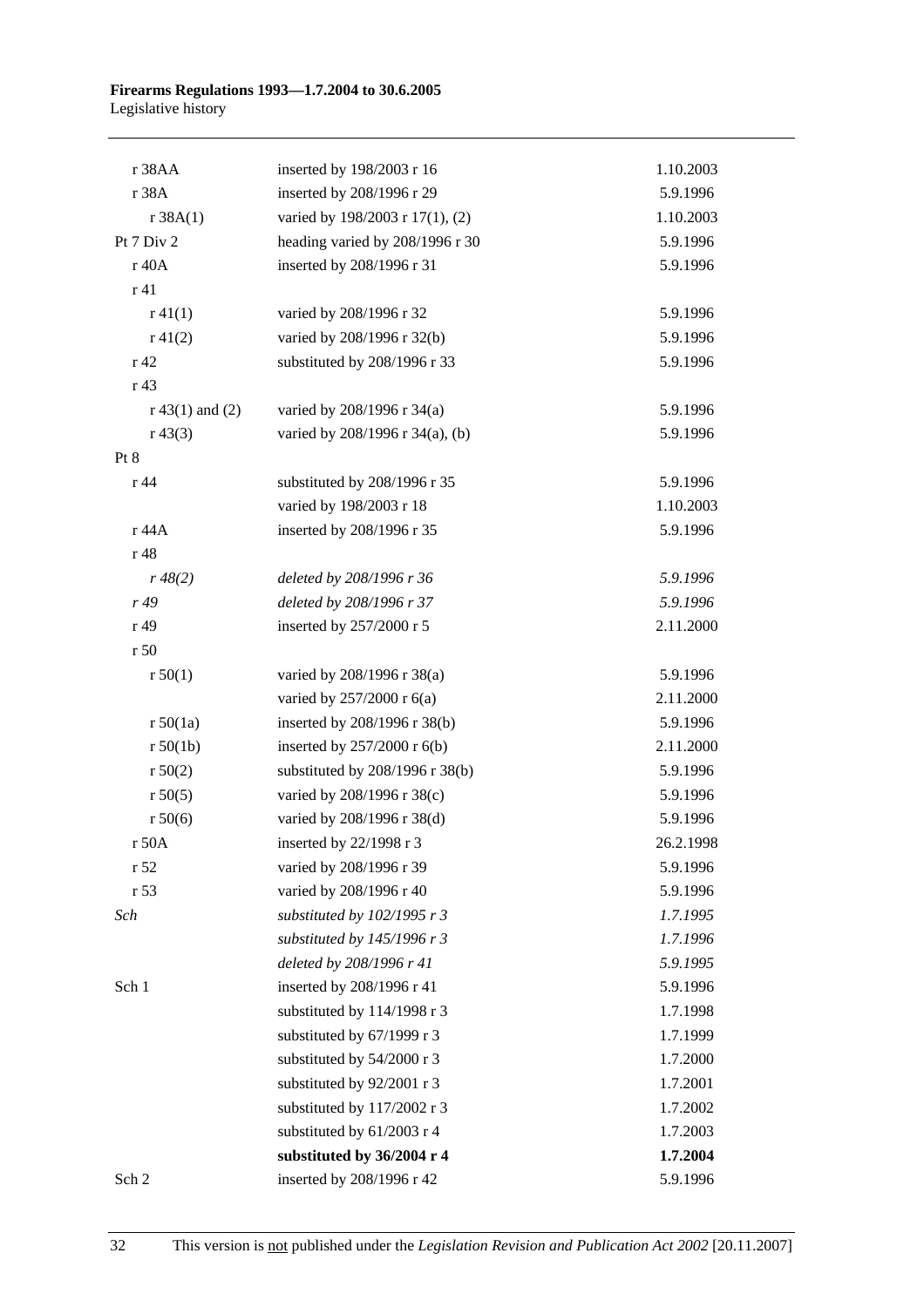| | | |
|---|---|---|
| r 38AA | inserted by 198/2003 r 16 | 1.10.2003 |
| r 38A | inserted by 208/1996 r 29 | 5.9.1996 |
| r 38A(1) | varied by 198/2003 r 17(1), (2) | 1.10.2003 |
| Pt 7 Div 2 | heading varied by 208/1996 r 30 | 5.9.1996 |
| r 40A | inserted by 208/1996 r 31 | 5.9.1996 |
| r 41 | | |
| r 41(1) | varied by 208/1996 r 32 | 5.9.1996 |
| r 41(2) | varied by 208/1996 r 32(b) | 5.9.1996 |
| r 42 | substituted by 208/1996 r 33 | 5.9.1996 |
| r 43 | | |
| r 43(1) and (2) | varied by 208/1996 r 34(a) | 5.9.1996 |
| r 43(3) | varied by 208/1996 r 34(a), (b) | 5.9.1996 |
| Pt 8 | | |
| r 44 | substituted by 208/1996 r 35 | 5.9.1996 |
| | varied by 198/2003 r 18 | 1.10.2003 |
| r 44A | inserted by 208/1996 r 35 | 5.9.1996 |
| r 48 | | |
| *r 48(2)* | *deleted by 208/1996 r 36* | *5.9.1996* |
| *r 49* | *deleted by 208/1996 r 37* | *5.9.1996* |
| r 49 | inserted by 257/2000 r 5 | 2.11.2000 |
| r 50 | | |
| r 50(1) | varied by 208/1996 r 38(a) | 5.9.1996 |
| | varied by 257/2000 r 6(a) | 2.11.2000 |
| r 50(1a) | inserted by 208/1996 r 38(b) | 5.9.1996 |
| r 50(1b) | inserted by 257/2000 r 6(b) | 2.11.2000 |
| r 50(2) | substituted by 208/1996 r 38(b) | 5.9.1996 |
| r 50(5) | varied by 208/1996 r 38(c) | 5.9.1996 |
| r 50(6) | varied by 208/1996 r 38(d) | 5.9.1996 |
| r 50A | inserted by 22/1998 r 3 | 26.2.1998 |
| r 52 | varied by 208/1996 r 39 | 5.9.1996 |
| r 53 | varied by 208/1996 r 40 | 5.9.1996 |
| *Sch* | *substituted by 102/1995 r 3* | *1.7.1995* |
| | *substituted by 145/1996 r 3* | *1.7.1996* |
| | *deleted by 208/1996 r 41* | *5.9.1995* |
| Sch 1 | inserted by 208/1996 r 41 | 5.9.1996 |
| | substituted by 114/1998 r 3 | 1.7.1998 |
| | substituted by 67/1999 r 3 | 1.7.1999 |
| | substituted by 54/2000 r 3 | 1.7.2000 |
| | substituted by 92/2001 r 3 | 1.7.2001 |
| | substituted by 117/2002 r 3 | 1.7.2002 |
| | substituted by 61/2003 r 4 | 1.7.2003 |
| | **substituted by 36/2004 r 4** | **1.7.2004** |
| Sch 2 | inserted by 208/1996 r 42 | 5.9.1996 |